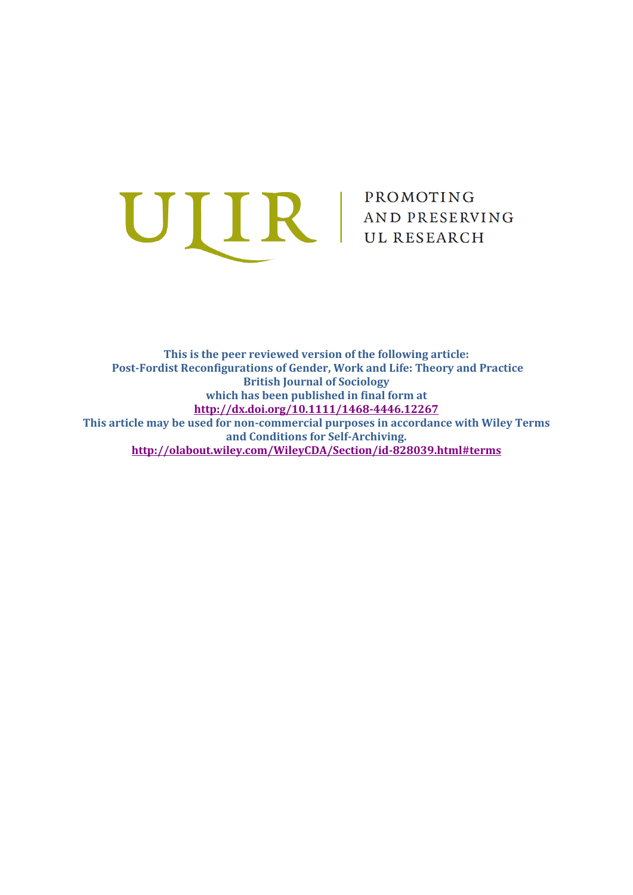ULIR | PROMOTING AND PRESERVING UL RESEARCH

**This is the peer reviewed version of the following article:**
**Post-Fordist Reconfigurations of Gender, Work and Life: Theory and Practice**
**British Journal of Sociology**
**which has been published in final form at**
**[http://dx.doi.org/10.1111/1468-4446.12267](http://dx.doi.org/10.1111/1468-4446.12267)**
**This article may be used for non-commercial purposes in accordance with Wiley Terms and Conditions for Self-Archiving.**
**[http://olabout.wiley.com/WileyCDA/Section/id-828039.html#terms](http://olabout.wiley.com/WileyCDA/Section/id-828039.html#terms)**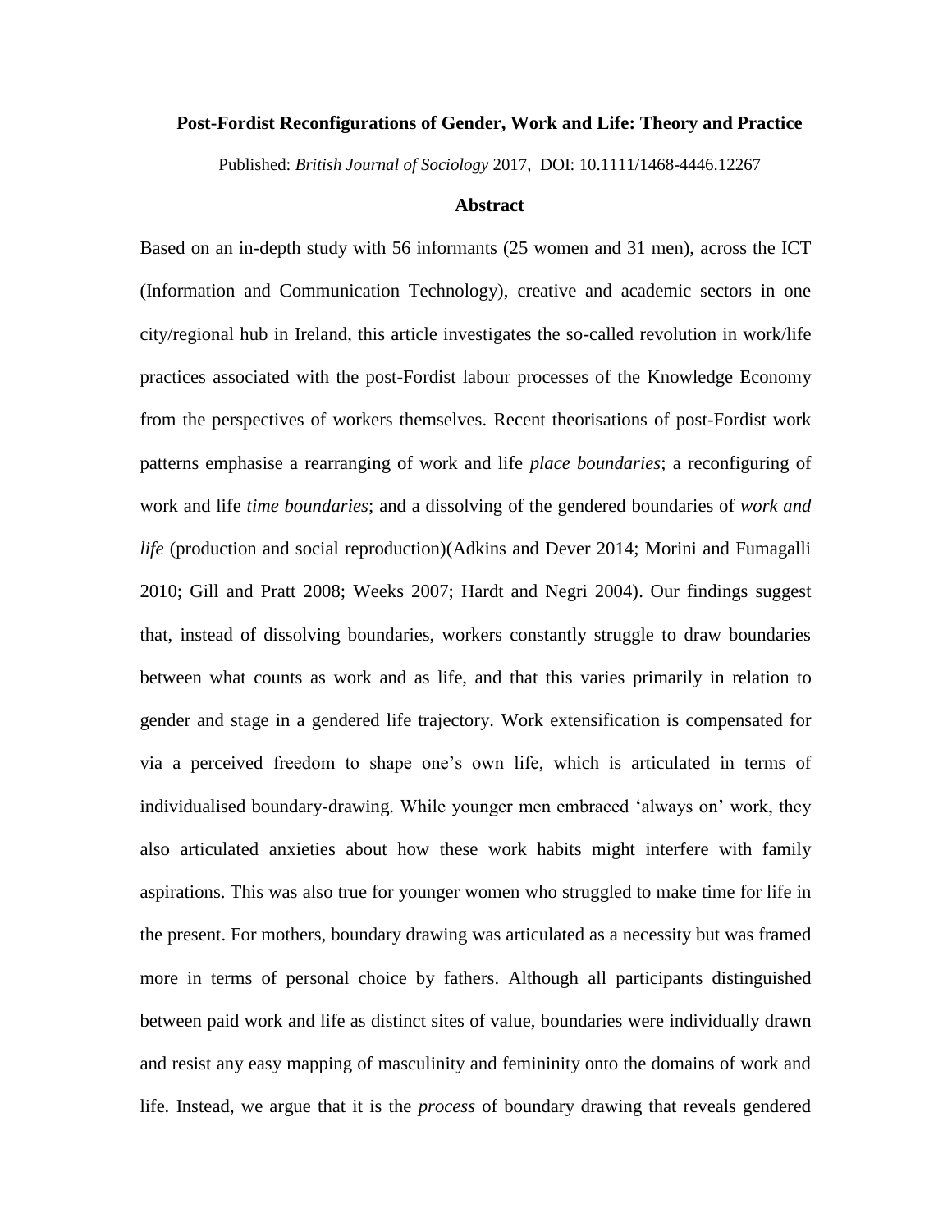**Post-Fordist Reconfigurations of Gender, Work and Life: Theory and Practice**

Published: *British Journal of Sociology* 2017, DOI: 10.1111/1468-4446.12267

## Abstract

Based on an in-depth study with 56 informants (25 women and 31 men), across the ICT (Information and Communication Technology), creative and academic sectors in one city/regional hub in Ireland, this article investigates the so-called revolution in work/life practices associated with the post-Fordist labour processes of the Knowledge Economy from the perspectives of workers themselves. Recent theorisations of post-Fordist work patterns emphasise a rearranging of work and life *place boundaries*; a reconfiguring of work and life *time boundaries*; and a dissolving of the gendered boundaries of *work and life* (production and social reproduction)(Adkins and Dever 2014; Morini and Fumagalli 2010; Gill and Pratt 2008; Weeks 2007; Hardt and Negri 2004). Our findings suggest that, instead of dissolving boundaries, workers constantly struggle to draw boundaries between what counts as work and as life, and that this varies primarily in relation to gender and stage in a gendered life trajectory. Work extensification is compensated for via a perceived freedom to shape one's own life, which is articulated in terms of individualised boundary-drawing. While younger men embraced 'always on' work, they also articulated anxieties about how these work habits might interfere with family aspirations. This was also true for younger women who struggled to make time for life in the present. For mothers, boundary drawing was articulated as a necessity but was framed more in terms of personal choice by fathers. Although all participants distinguished between paid work and life as distinct sites of value, boundaries were individually drawn and resist any easy mapping of masculinity and femininity onto the domains of work and life. Instead, we argue that it is the *process* of boundary drawing that reveals gendered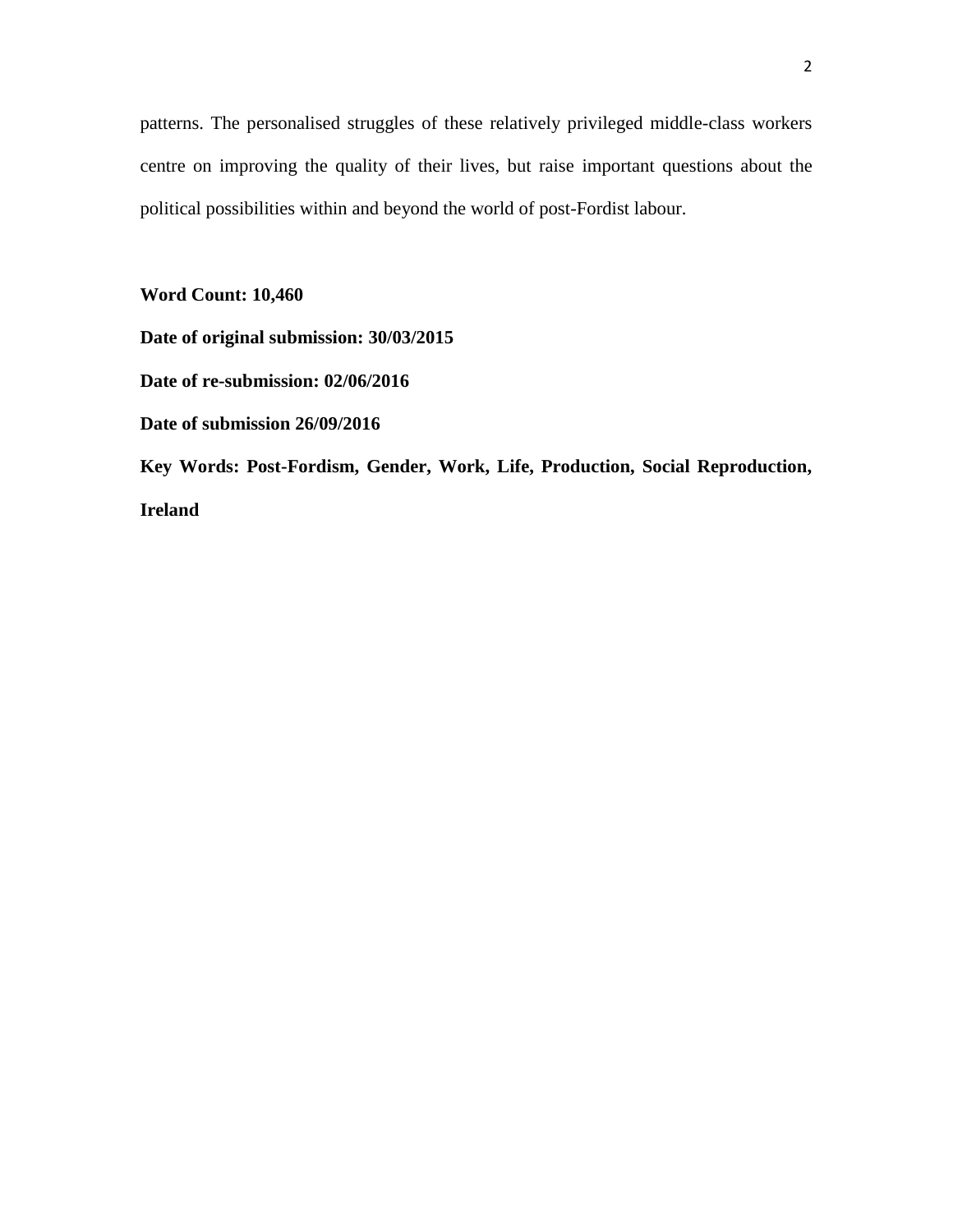patterns. The personalised struggles of these relatively privileged middle-class workers centre on improving the quality of their lives, but raise important questions about the political possibilities within and beyond the world of post-Fordist labour.

**Word Count: 10,460**

**Date of original submission: 30/03/2015**

**Date of re-submission: 02/06/2016**

**Date of submission 26/09/2016**

**Key Words: Post-Fordism, Gender, Work, Life, Production, Social Reproduction, Ireland**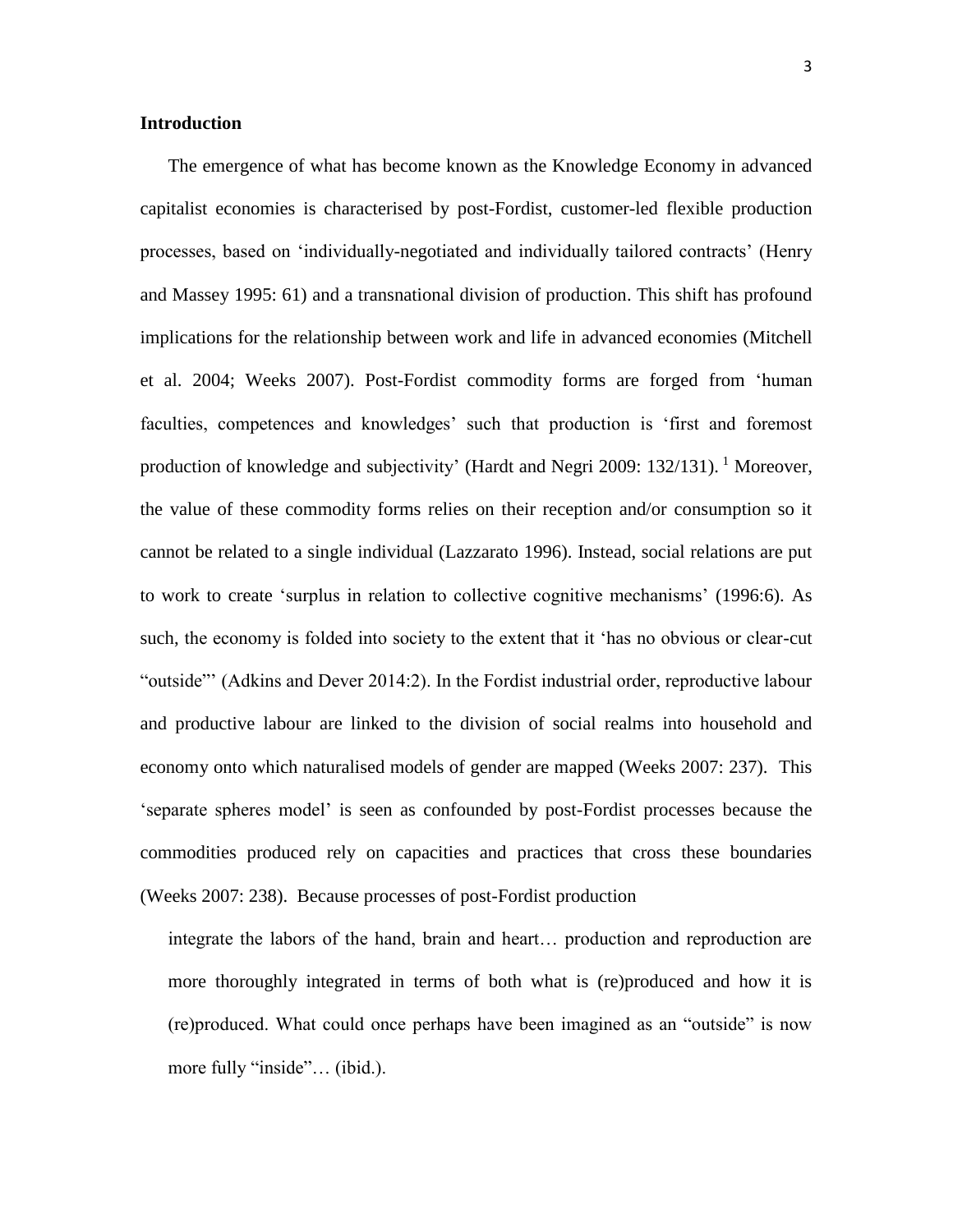## Introduction

The emergence of what has become known as the Knowledge Economy in advanced capitalist economies is characterised by post-Fordist, customer-led flexible production processes, based on 'individually-negotiated and individually tailored contracts' (Henry and Massey 1995: 61) and a transnational division of production. This shift has profound implications for the relationship between work and life in advanced economies (Mitchell et al. 2004; Weeks 2007). Post-Fordist commodity forms are forged from 'human faculties, competences and knowledges' such that production is 'first and foremost production of knowledge and subjectivity' (Hardt and Negri 2009: 132/131). [1] Moreover, the value of these commodity forms relies on their reception and/or consumption so it cannot be related to a single individual (Lazzarato 1996). Instead, social relations are put to work to create 'surplus in relation to collective cognitive mechanisms' (1996:6). As such, the economy is folded into society to the extent that it 'has no obvious or clear-cut "outside"' (Adkins and Dever 2014:2). In the Fordist industrial order, reproductive labour and productive labour are linked to the division of social realms into household and economy onto which naturalised models of gender are mapped (Weeks 2007: 237). This 'separate spheres model' is seen as confounded by post-Fordist processes because the commodities produced rely on capacities and practices that cross these boundaries (Weeks 2007: 238). Because processes of post-Fordist production

> integrate the labors of the hand, brain and heart… production and reproduction are more thoroughly integrated in terms of both what is (re)produced and how it is (re)produced. What could once perhaps have been imagined as an "outside" is now more fully "inside"… (ibid.).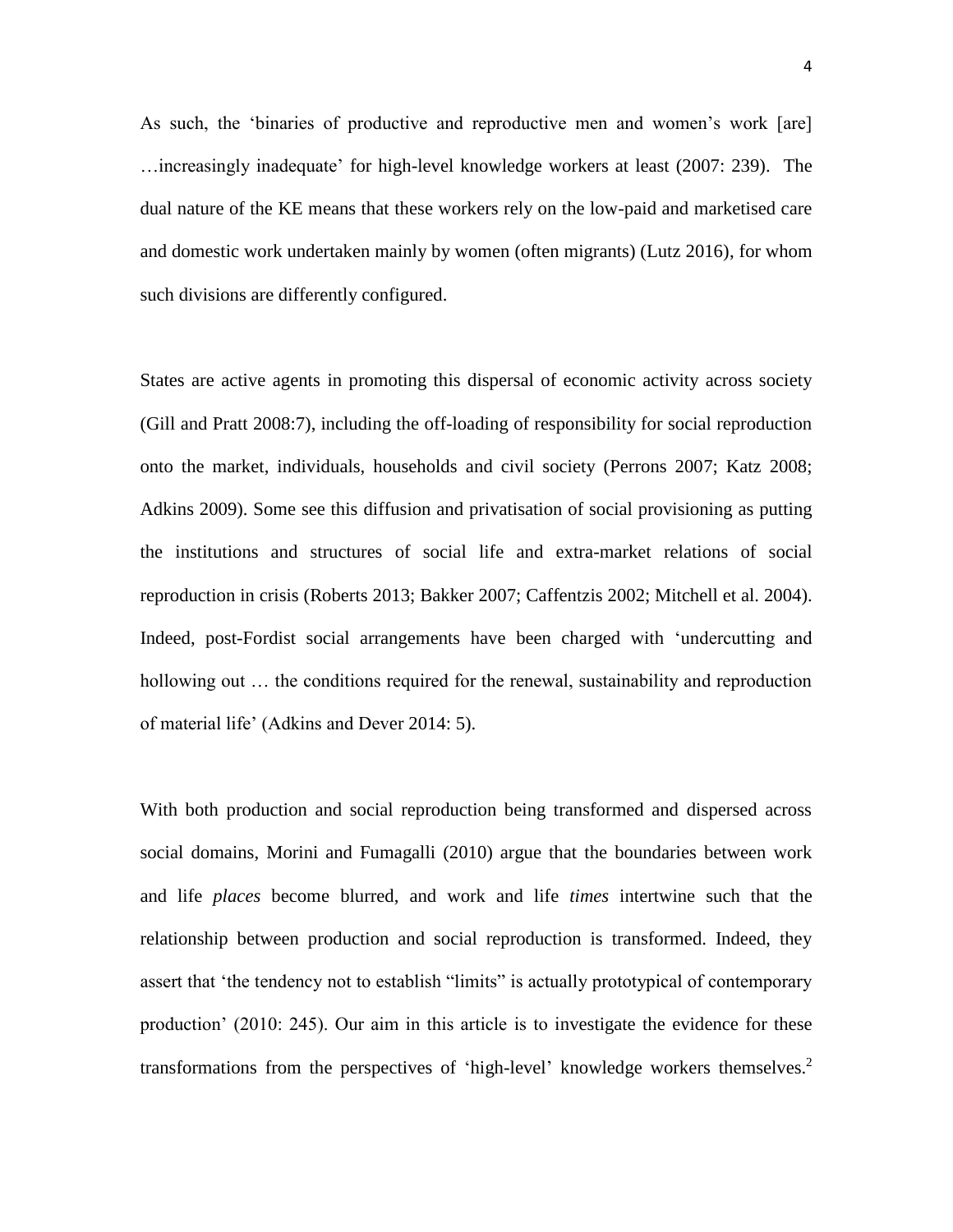As such, the 'binaries of productive and reproductive men and women's work [are] …increasingly inadequate' for high-level knowledge workers at least (2007: 239). The dual nature of the KE means that these workers rely on the low-paid and marketised care and domestic work undertaken mainly by women (often migrants) (Lutz 2016), for whom such divisions are differently configured.

States are active agents in promoting this dispersal of economic activity across society (Gill and Pratt 2008:7), including the off-loading of responsibility for social reproduction onto the market, individuals, households and civil society (Perrons 2007; Katz 2008; Adkins 2009). Some see this diffusion and privatisation of social provisioning as putting the institutions and structures of social life and extra-market relations of social reproduction in crisis (Roberts 2013; Bakker 2007; Caffentzis 2002; Mitchell et al. 2004). Indeed, post-Fordist social arrangements have been charged with 'undercutting and hollowing out … the conditions required for the renewal, sustainability and reproduction of material life' (Adkins and Dever 2014: 5).

With both production and social reproduction being transformed and dispersed across social domains, Morini and Fumagalli (2010) argue that the boundaries between work and life *places* become blurred, and work and life *times* intertwine such that the relationship between production and social reproduction is transformed. Indeed, they assert that 'the tendency not to establish "limits" is actually prototypical of contemporary production' (2010: 245). Our aim in this article is to investigate the evidence for these transformations from the perspectives of 'high-level' knowledge workers themselves.[2]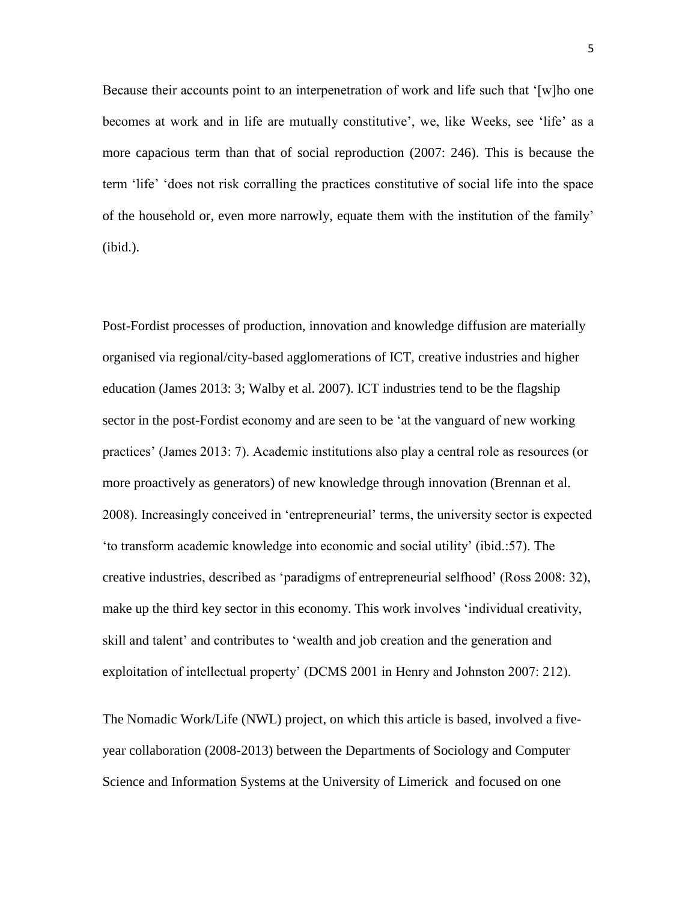Because their accounts point to an interpenetration of work and life such that '[w]ho one becomes at work and in life are mutually constitutive', we, like Weeks, see 'life' as a more capacious term than that of social reproduction (2007: 246). This is because the term 'life' 'does not risk corralling the practices constitutive of social life into the space of the household or, even more narrowly, equate them with the institution of the family' (ibid.).

Post-Fordist processes of production, innovation and knowledge diffusion are materially organised via regional/city-based agglomerations of ICT, creative industries and higher education (James 2013: 3; Walby et al. 2007). ICT industries tend to be the flagship sector in the post-Fordist economy and are seen to be 'at the vanguard of new working practices' (James 2013: 7). Academic institutions also play a central role as resources (or more proactively as generators) of new knowledge through innovation (Brennan et al. 2008). Increasingly conceived in 'entrepreneurial' terms, the university sector is expected 'to transform academic knowledge into economic and social utility' (ibid.:57). The creative industries, described as 'paradigms of entrepreneurial selfhood' (Ross 2008: 32), make up the third key sector in this economy. This work involves 'individual creativity, skill and talent' and contributes to 'wealth and job creation and the generation and exploitation of intellectual property' (DCMS 2001 in Henry and Johnston 2007: 212).

The Nomadic Work/Life (NWL) project, on which this article is based, involved a five-year collaboration (2008-2013) between the Departments of Sociology and Computer Science and Information Systems at the University of Limerick and focused on one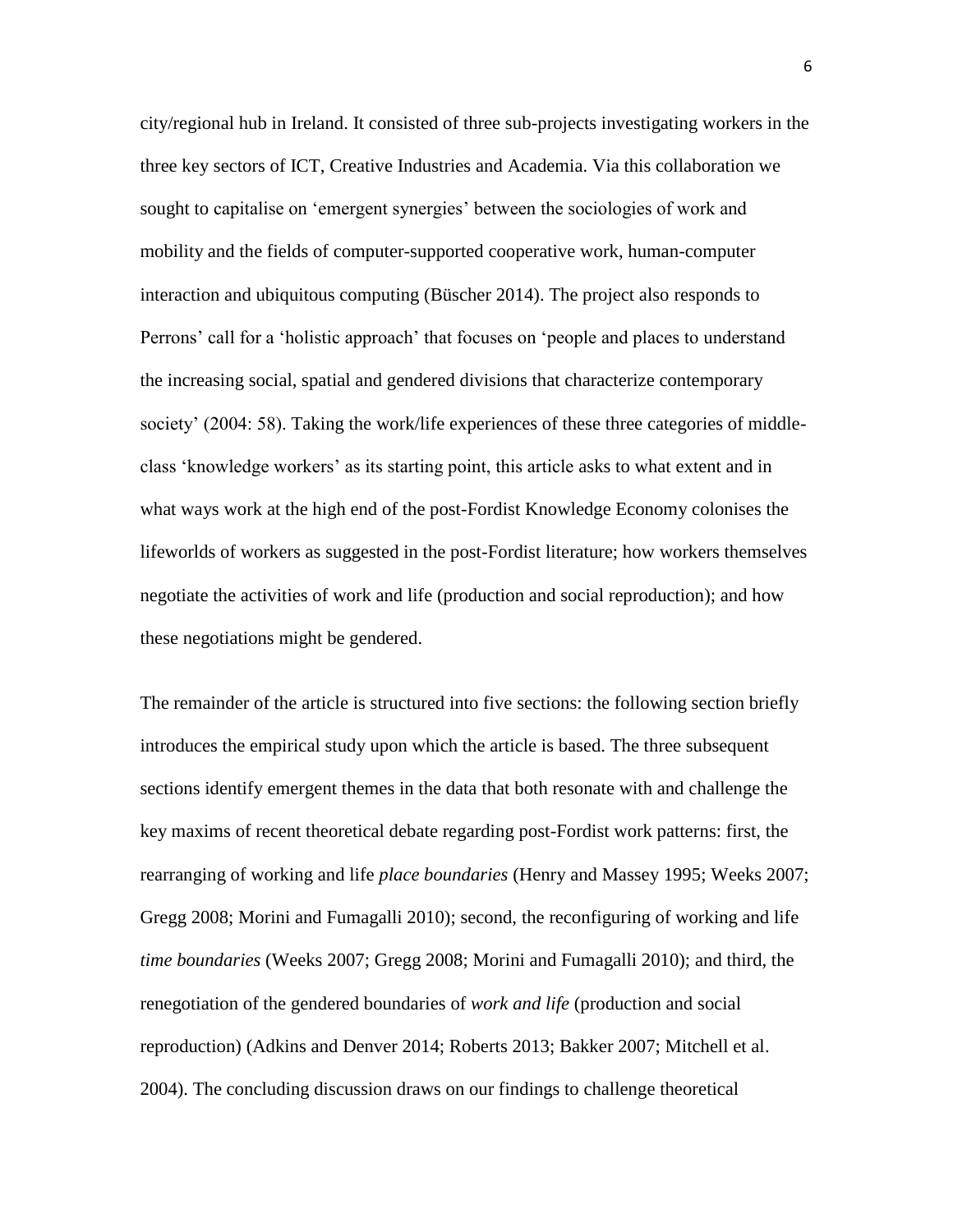city/regional hub in Ireland. It consisted of three sub-projects investigating workers in the three key sectors of ICT, Creative Industries and Academia. Via this collaboration we sought to capitalise on 'emergent synergies' between the sociologies of work and mobility and the fields of computer-supported cooperative work, human-computer interaction and ubiquitous computing (Büscher 2014). The project also responds to Perrons' call for a 'holistic approach' that focuses on 'people and places to understand the increasing social, spatial and gendered divisions that characterize contemporary society' (2004: 58). Taking the work/life experiences of these three categories of middle-class 'knowledge workers' as its starting point, this article asks to what extent and in what ways work at the high end of the post-Fordist Knowledge Economy colonises the lifeworlds of workers as suggested in the post-Fordist literature; how workers themselves negotiate the activities of work and life (production and social reproduction); and how these negotiations might be gendered.

The remainder of the article is structured into five sections: the following section briefly introduces the empirical study upon which the article is based. The three subsequent sections identify emergent themes in the data that both resonate with and challenge the key maxims of recent theoretical debate regarding post-Fordist work patterns: first, the rearranging of working and life *place boundaries* (Henry and Massey 1995; Weeks 2007; Gregg 2008; Morini and Fumagalli 2010); second, the reconfiguring of working and life *time boundaries* (Weeks 2007; Gregg 2008; Morini and Fumagalli 2010); and third, the renegotiation of the gendered boundaries of *work and life* (production and social reproduction) (Adkins and Denver 2014; Roberts 2013; Bakker 2007; Mitchell et al. 2004). The concluding discussion draws on our findings to challenge theoretical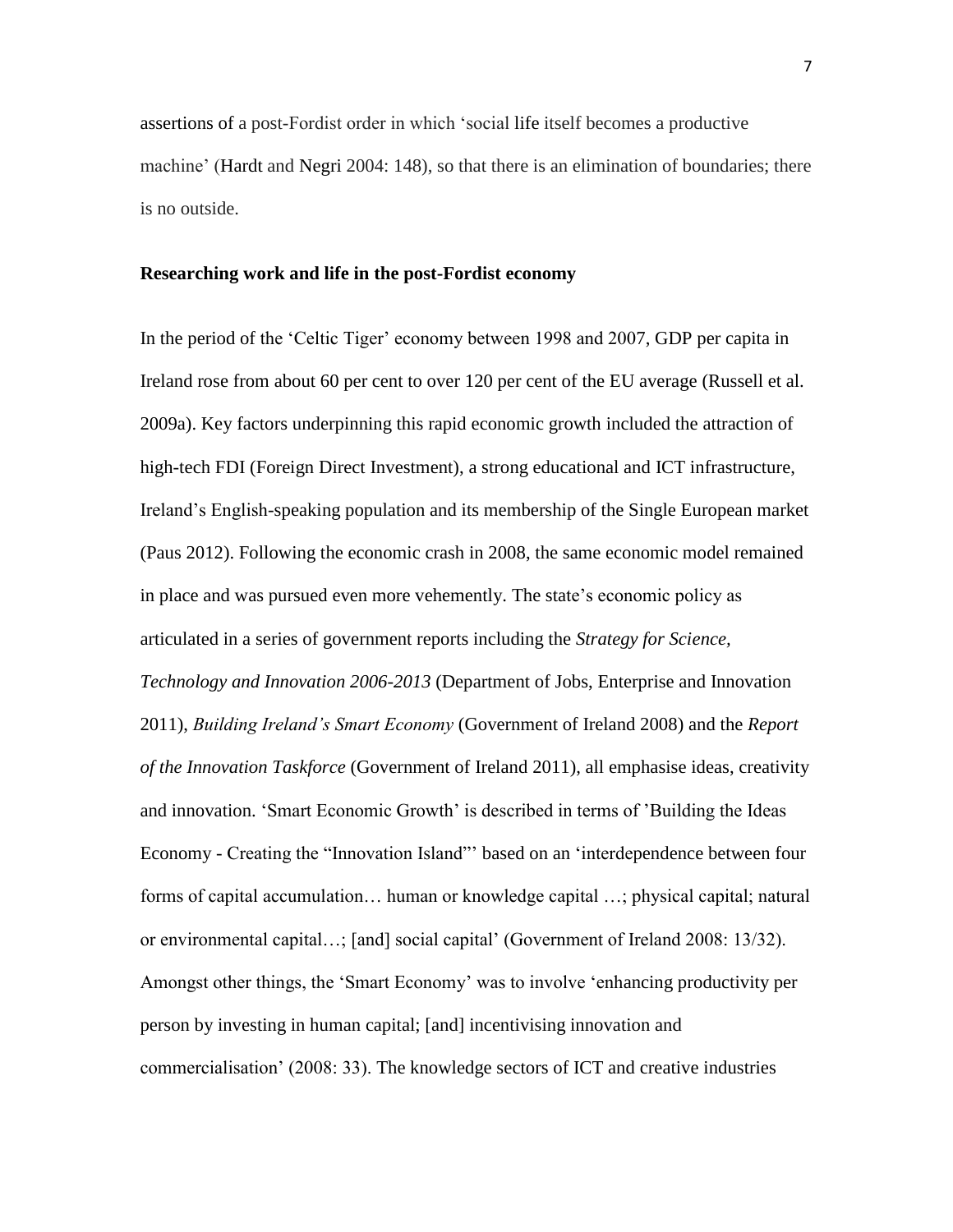assertions of a post-Fordist order in which 'social life itself becomes a productive machine' (Hardt and Negri 2004: 148), so that there is an elimination of boundaries; there is no outside.

**Researching work and life in the post-Fordist economy**

In the period of the 'Celtic Tiger' economy between 1998 and 2007, GDP per capita in Ireland rose from about 60 per cent to over 120 per cent of the EU average (Russell et al. 2009a). Key factors underpinning this rapid economic growth included the attraction of high-tech FDI (Foreign Direct Investment), a strong educational and ICT infrastructure, Ireland's English-speaking population and its membership of the Single European market (Paus 2012). Following the economic crash in 2008, the same economic model remained in place and was pursued even more vehemently. The state's economic policy as articulated in a series of government reports including the *Strategy for Science, Technology and Innovation 2006-2013* (Department of Jobs, Enterprise and Innovation 2011), *Building Ireland's Smart Economy* (Government of Ireland 2008) and the *Report of the Innovation Taskforce* (Government of Ireland 2011), all emphasise ideas, creativity and innovation. 'Smart Economic Growth' is described in terms of 'Building the Ideas Economy - Creating the "Innovation Island"' based on an 'interdependence between four forms of capital accumulation… human or knowledge capital …; physical capital; natural or environmental capital…; [and] social capital' (Government of Ireland 2008: 13/32). Amongst other things, the 'Smart Economy' was to involve 'enhancing productivity per person by investing in human capital; [and] incentivising innovation and commercialisation' (2008: 33). The knowledge sectors of ICT and creative industries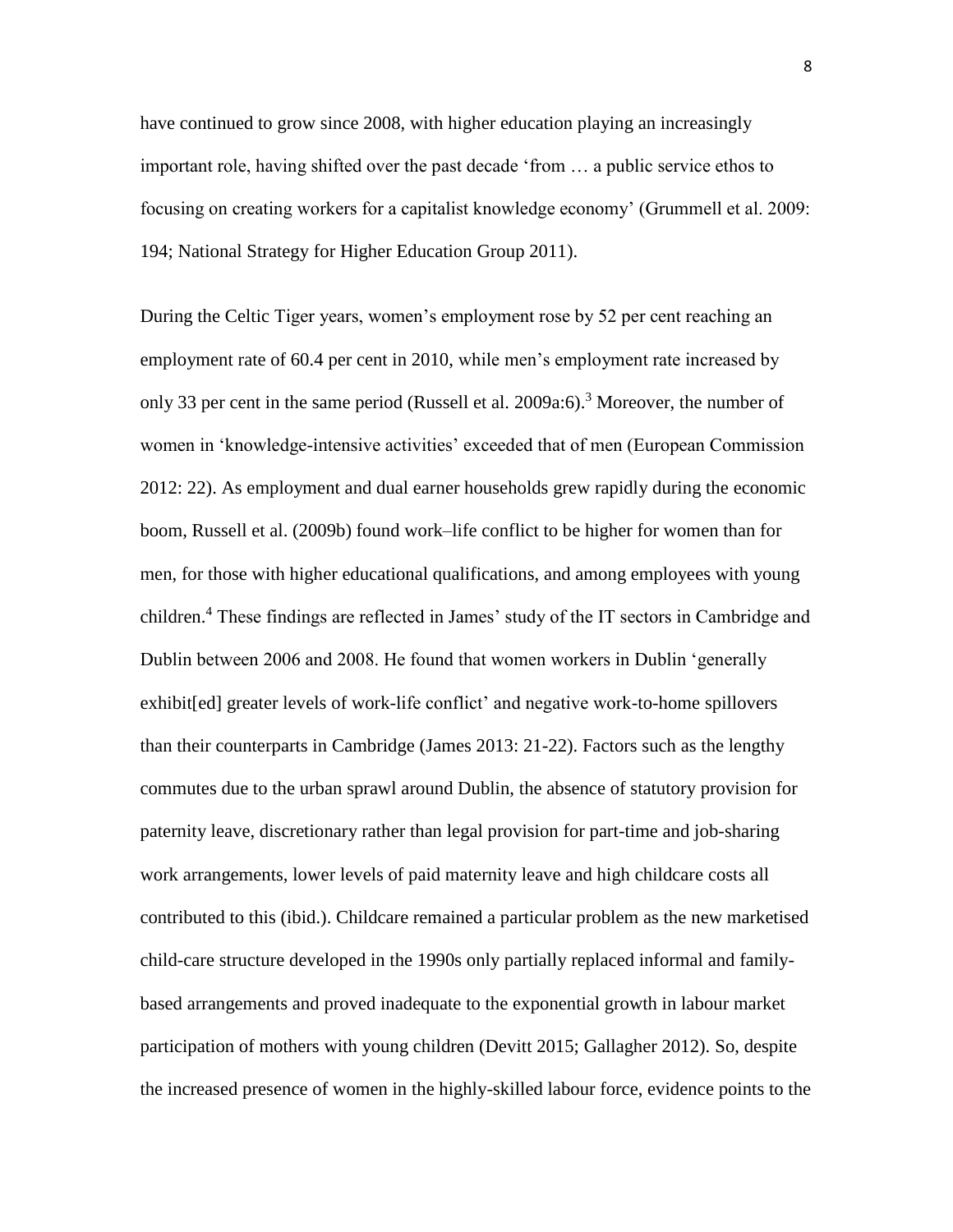have continued to grow since 2008, with higher education playing an increasingly important role, having shifted over the past decade 'from … a public service ethos to focusing on creating workers for a capitalist knowledge economy' (Grummell et al. 2009: 194; National Strategy for Higher Education Group 2011).

During the Celtic Tiger years, women's employment rose by 52 per cent reaching an employment rate of 60.4 per cent in 2010, while men's employment rate increased by only 33 per cent in the same period (Russell et al. 2009a:6).[3] Moreover, the number of women in 'knowledge-intensive activities' exceeded that of men (European Commission 2012: 22). As employment and dual earner households grew rapidly during the economic boom, Russell et al. (2009b) found work–life conflict to be higher for women than for men, for those with higher educational qualifications, and among employees with young children.[4] These findings are reflected in James' study of the IT sectors in Cambridge and Dublin between 2006 and 2008. He found that women workers in Dublin 'generally exhibit[ed] greater levels of work-life conflict' and negative work-to-home spillovers than their counterparts in Cambridge (James 2013: 21-22). Factors such as the lengthy commutes due to the urban sprawl around Dublin, the absence of statutory provision for paternity leave, discretionary rather than legal provision for part-time and job-sharing work arrangements, lower levels of paid maternity leave and high childcare costs all contributed to this (ibid.). Childcare remained a particular problem as the new marketised child-care structure developed in the 1990s only partially replaced informal and family-based arrangements and proved inadequate to the exponential growth in labour market participation of mothers with young children (Devitt 2015; Gallagher 2012). So, despite the increased presence of women in the highly-skilled labour force, evidence points to the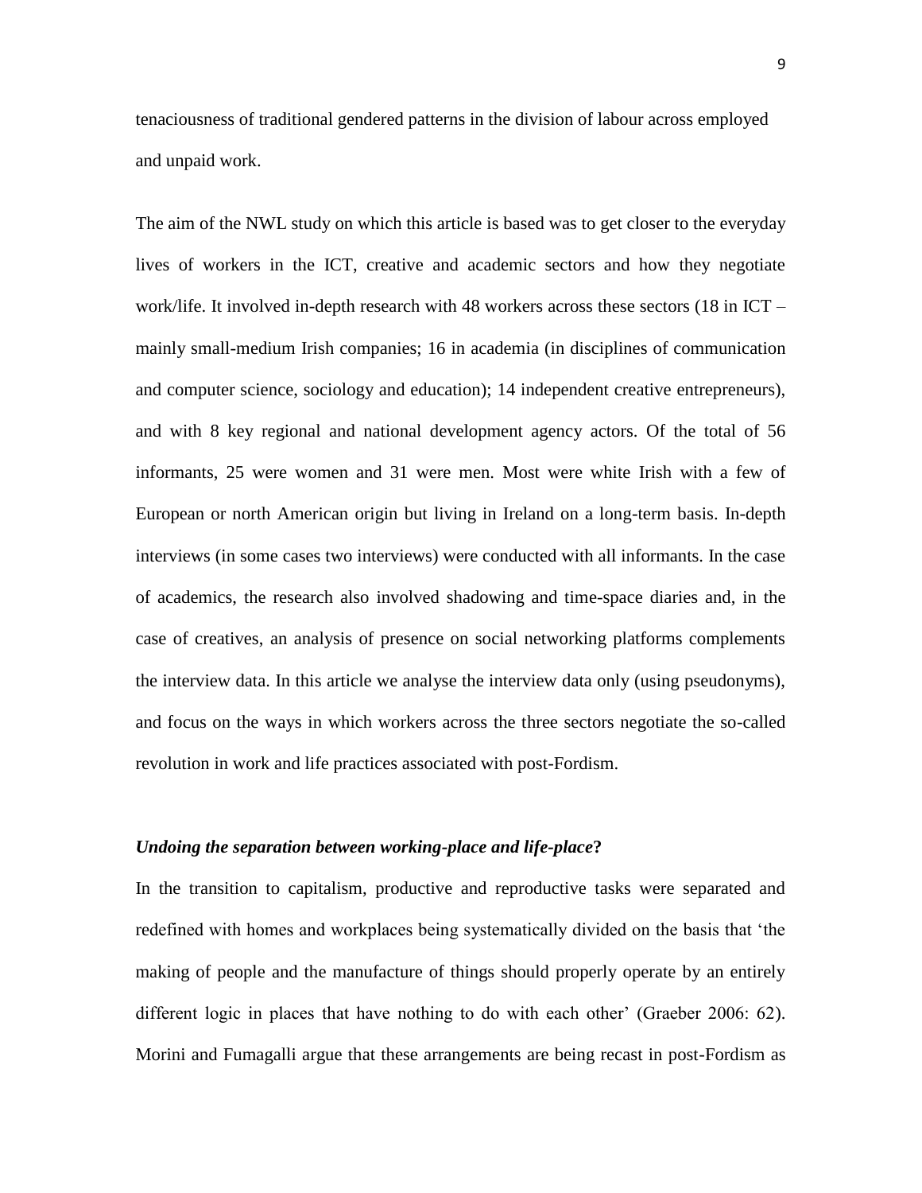tenaciousness of traditional gendered patterns in the division of labour across employed and unpaid work.

The aim of the NWL study on which this article is based was to get closer to the everyday lives of workers in the ICT, creative and academic sectors and how they negotiate work/life. It involved in-depth research with 48 workers across these sectors (18 in ICT – mainly small-medium Irish companies; 16 in academia (in disciplines of communication and computer science, sociology and education); 14 independent creative entrepreneurs), and with 8 key regional and national development agency actors. Of the total of 56 informants, 25 were women and 31 were men. Most were white Irish with a few of European or north American origin but living in Ireland on a long-term basis. In-depth interviews (in some cases two interviews) were conducted with all informants. In the case of academics, the research also involved shadowing and time-space diaries and, in the case of creatives, an analysis of presence on social networking platforms complements the interview data. In this article we analyse the interview data only (using pseudonyms), and focus on the ways in which workers across the three sectors negotiate the so-called revolution in work and life practices associated with post-Fordism.

### ***Undoing the separation between working-place and life-place*?**

In the transition to capitalism, productive and reproductive tasks were separated and redefined with homes and workplaces being systematically divided on the basis that 'the making of people and the manufacture of things should properly operate by an entirely different logic in places that have nothing to do with each other' (Graeber 2006: 62). Morini and Fumagalli argue that these arrangements are being recast in post-Fordism as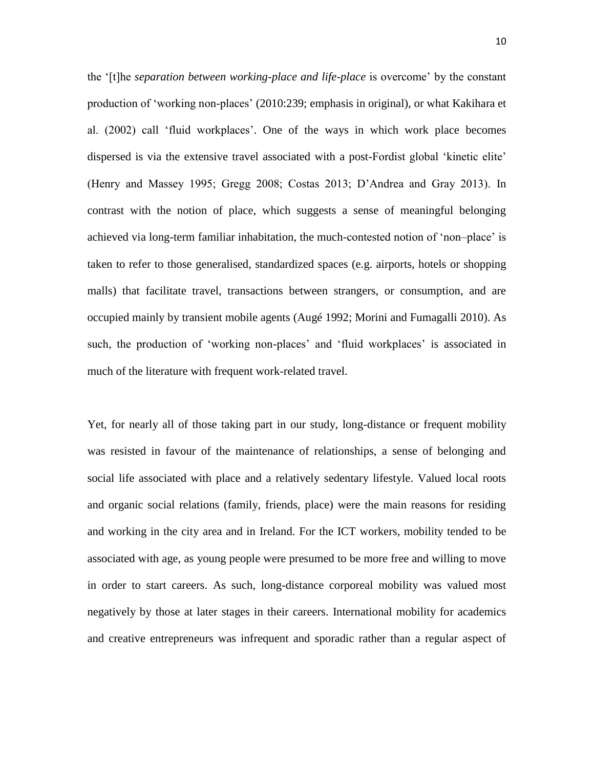the '[t]he *separation between working-place and life-place* is overcome' by the constant production of 'working non-places' (2010:239; emphasis in original), or what Kakihara et al. (2002) call 'fluid workplaces'. One of the ways in which work place becomes dispersed is via the extensive travel associated with a post-Fordist global 'kinetic elite' (Henry and Massey 1995; Gregg 2008; Costas 2013; D'Andrea and Gray 2013). In contrast with the notion of place, which suggests a sense of meaningful belonging achieved via long-term familiar inhabitation, the much-contested notion of 'non–place' is taken to refer to those generalised, standardized spaces (e.g. airports, hotels or shopping malls) that facilitate travel, transactions between strangers, or consumption, and are occupied mainly by transient mobile agents (Augé 1992; Morini and Fumagalli 2010). As such, the production of 'working non-places' and 'fluid workplaces' is associated in much of the literature with frequent work-related travel.

Yet, for nearly all of those taking part in our study, long-distance or frequent mobility was resisted in favour of the maintenance of relationships, a sense of belonging and social life associated with place and a relatively sedentary lifestyle. Valued local roots and organic social relations (family, friends, place) were the main reasons for residing and working in the city area and in Ireland. For the ICT workers, mobility tended to be associated with age, as young people were presumed to be more free and willing to move in order to start careers. As such, long-distance corporeal mobility was valued most negatively by those at later stages in their careers. International mobility for academics and creative entrepreneurs was infrequent and sporadic rather than a regular aspect of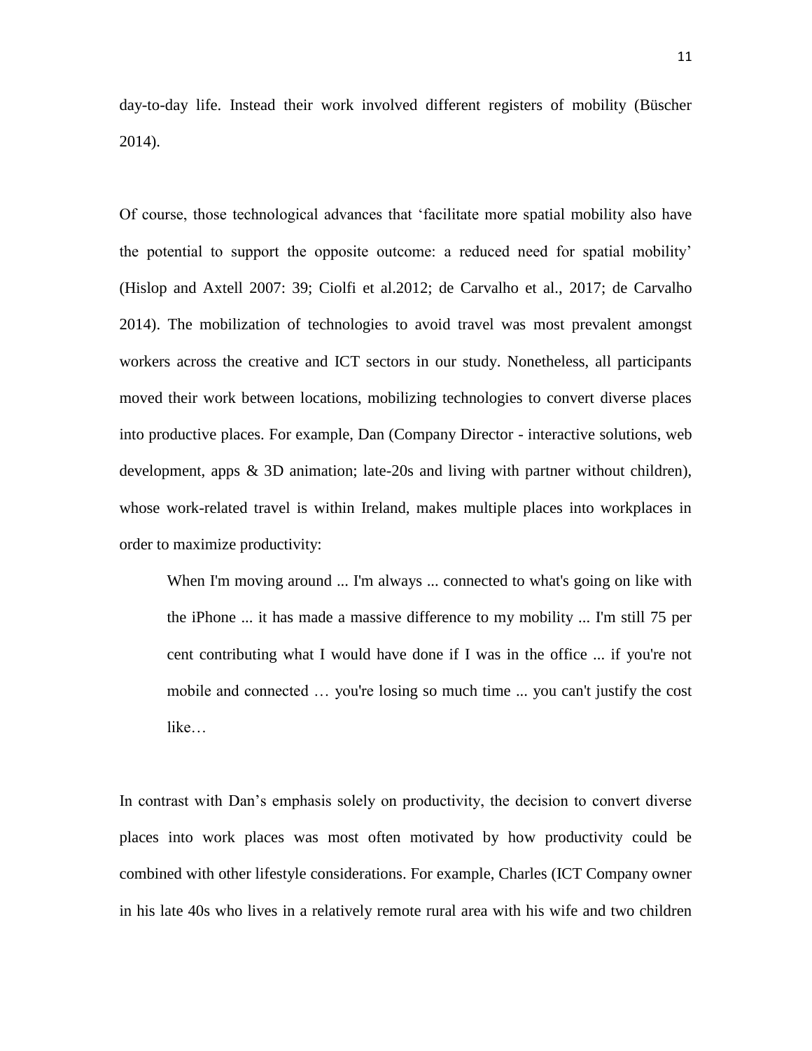day-to-day life. Instead their work involved different registers of mobility (Büscher 2014).

Of course, those technological advances that 'facilitate more spatial mobility also have the potential to support the opposite outcome: a reduced need for spatial mobility' (Hislop and Axtell 2007: 39; Ciolfi et al.2012; de Carvalho et al., 2017; de Carvalho 2014). The mobilization of technologies to avoid travel was most prevalent amongst workers across the creative and ICT sectors in our study. Nonetheless, all participants moved their work between locations, mobilizing technologies to convert diverse places into productive places. For example, Dan (Company Director - interactive solutions, web development, apps & 3D animation; late-20s and living with partner without children), whose work-related travel is within Ireland, makes multiple places into workplaces in order to maximize productivity:

> When I'm moving around ... I'm always ... connected to what's going on like with the iPhone ... it has made a massive difference to my mobility ... I'm still 75 per cent contributing what I would have done if I was in the office ... if you're not mobile and connected … you're losing so much time ... you can't justify the cost like…

In contrast with Dan's emphasis solely on productivity, the decision to convert diverse places into work places was most often motivated by how productivity could be combined with other lifestyle considerations. For example, Charles (ICT Company owner in his late 40s who lives in a relatively remote rural area with his wife and two children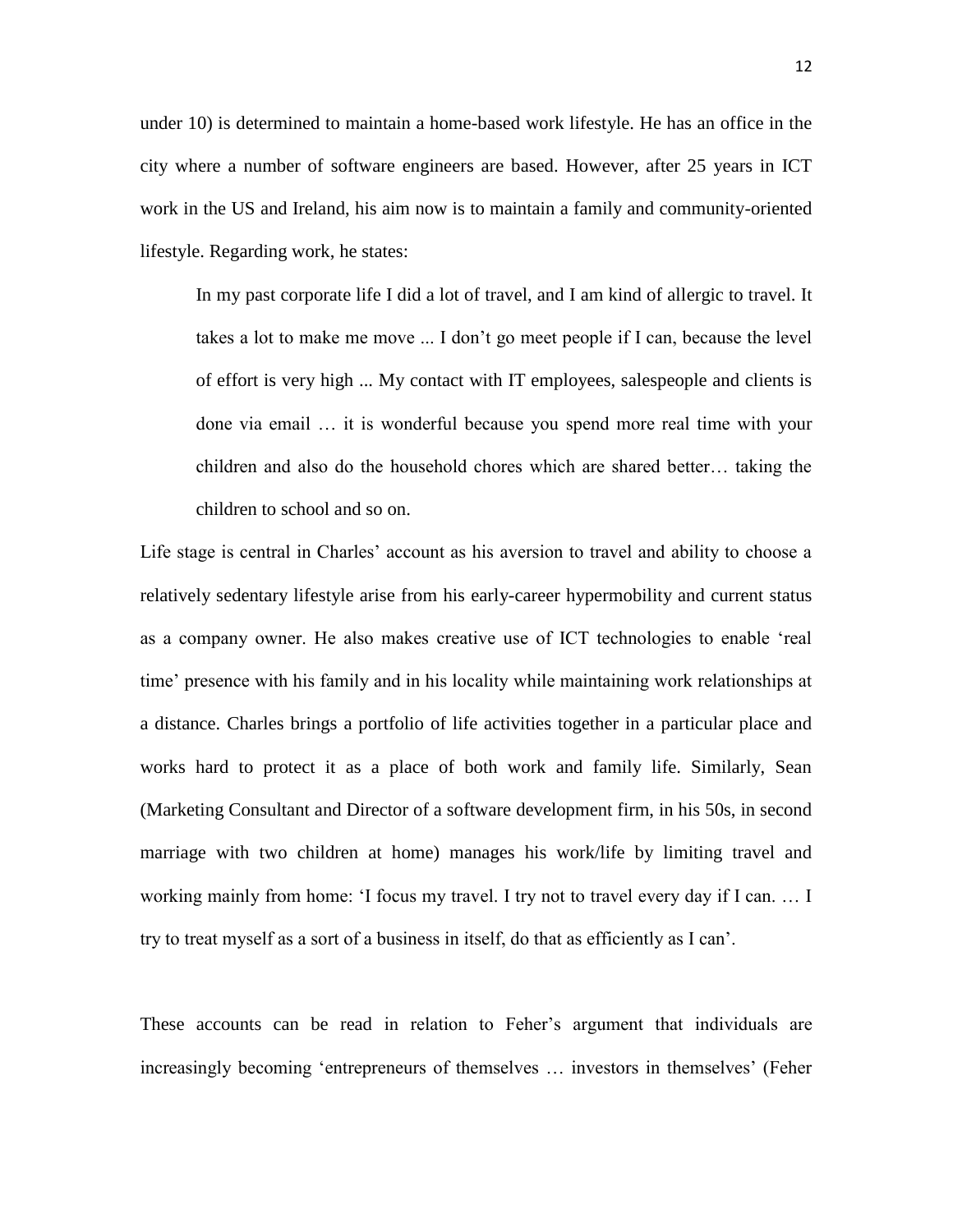under 10) is determined to maintain a home-based work lifestyle. He has an office in the city where a number of software engineers are based. However, after 25 years in ICT work in the US and Ireland, his aim now is to maintain a family and community-oriented lifestyle. Regarding work, he states:

> In my past corporate life I did a lot of travel, and I am kind of allergic to travel. It takes a lot to make me move ... I don't go meet people if I can, because the level of effort is very high ... My contact with IT employees, salespeople and clients is done via email … it is wonderful because you spend more real time with your children and also do the household chores which are shared better… taking the children to school and so on.

Life stage is central in Charles' account as his aversion to travel and ability to choose a relatively sedentary lifestyle arise from his early-career hypermobility and current status as a company owner. He also makes creative use of ICT technologies to enable 'real time' presence with his family and in his locality while maintaining work relationships at a distance. Charles brings a portfolio of life activities together in a particular place and works hard to protect it as a place of both work and family life. Similarly, Sean (Marketing Consultant and Director of a software development firm, in his 50s, in second marriage with two children at home) manages his work/life by limiting travel and working mainly from home: 'I focus my travel. I try not to travel every day if I can. … I try to treat myself as a sort of a business in itself, do that as efficiently as I can'.

These accounts can be read in relation to Feher's argument that individuals are increasingly becoming 'entrepreneurs of themselves … investors in themselves' (Feher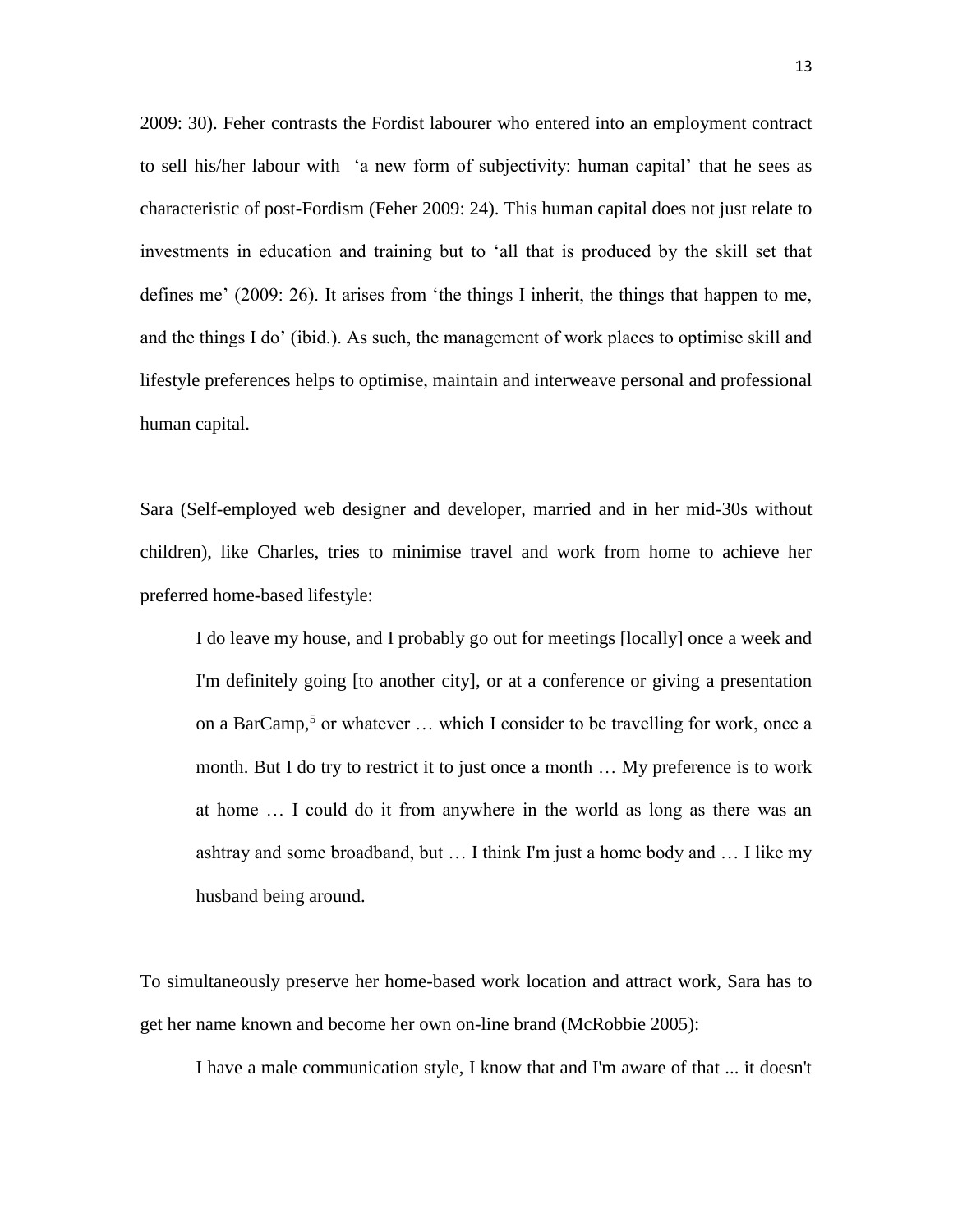2009: 30). Feher contrasts the Fordist labourer who entered into an employment contract to sell his/her labour with 'a new form of subjectivity: human capital' that he sees as characteristic of post-Fordism (Feher 2009: 24). This human capital does not just relate to investments in education and training but to 'all that is produced by the skill set that defines me' (2009: 26). It arises from 'the things I inherit, the things that happen to me, and the things I do' (ibid.). As such, the management of work places to optimise skill and lifestyle preferences helps to optimise, maintain and interweave personal and professional human capital.

Sara (Self-employed web designer and developer, married and in her mid-30s without children), like Charles, tries to minimise travel and work from home to achieve her preferred home-based lifestyle:

> I do leave my house, and I probably go out for meetings [locally] once a week and I'm definitely going [to another city], or at a conference or giving a presentation on a BarCamp,[5] or whatever … which I consider to be travelling for work, once a month. But I do try to restrict it to just once a month … My preference is to work at home … I could do it from anywhere in the world as long as there was an ashtray and some broadband, but … I think I'm just a home body and … I like my husband being around.

To simultaneously preserve her home-based work location and attract work, Sara has to get her name known and become her own on-line brand (McRobbie 2005):

> I have a male communication style, I know that and I'm aware of that ... it doesn't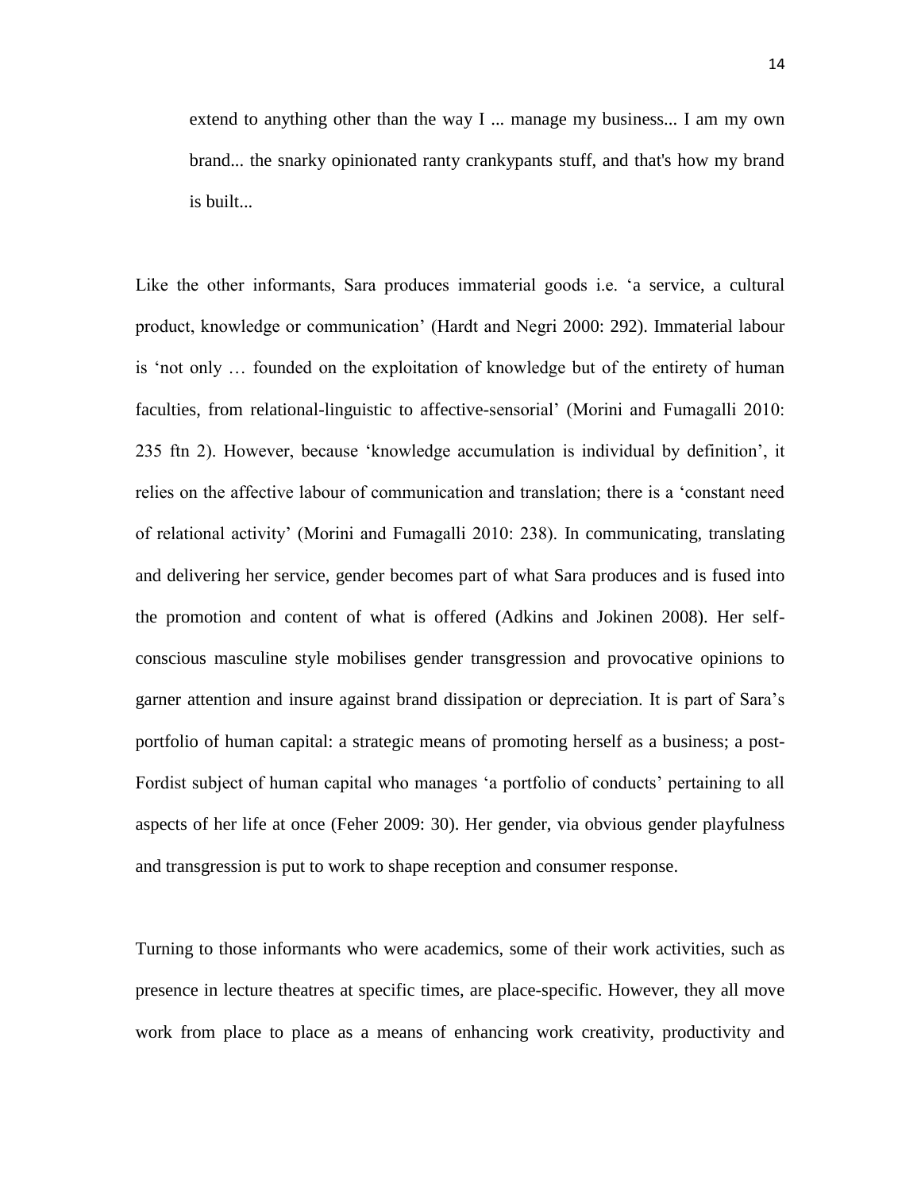> extend to anything other than the way I ... manage my business... I am my own brand... the snarky opinionated ranty crankypants stuff, and that's how my brand is built...

Like the other informants, Sara produces immaterial goods i.e. 'a service, a cultural product, knowledge or communication' (Hardt and Negri 2000: 292). Immaterial labour is 'not only … founded on the exploitation of knowledge but of the entirety of human faculties, from relational-linguistic to affective-sensorial' (Morini and Fumagalli 2010: 235 ftn 2). However, because 'knowledge accumulation is individual by definition', it relies on the affective labour of communication and translation; there is a 'constant need of relational activity' (Morini and Fumagalli 2010: 238). In communicating, translating and delivering her service, gender becomes part of what Sara produces and is fused into the promotion and content of what is offered (Adkins and Jokinen 2008). Her self-conscious masculine style mobilises gender transgression and provocative opinions to garner attention and insure against brand dissipation or depreciation. It is part of Sara's portfolio of human capital: a strategic means of promoting herself as a business; a post-Fordist subject of human capital who manages 'a portfolio of conducts' pertaining to all aspects of her life at once (Feher 2009: 30). Her gender, via obvious gender playfulness and transgression is put to work to shape reception and consumer response.

Turning to those informants who were academics, some of their work activities, such as presence in lecture theatres at specific times, are place-specific. However, they all move work from place to place as a means of enhancing work creativity, productivity and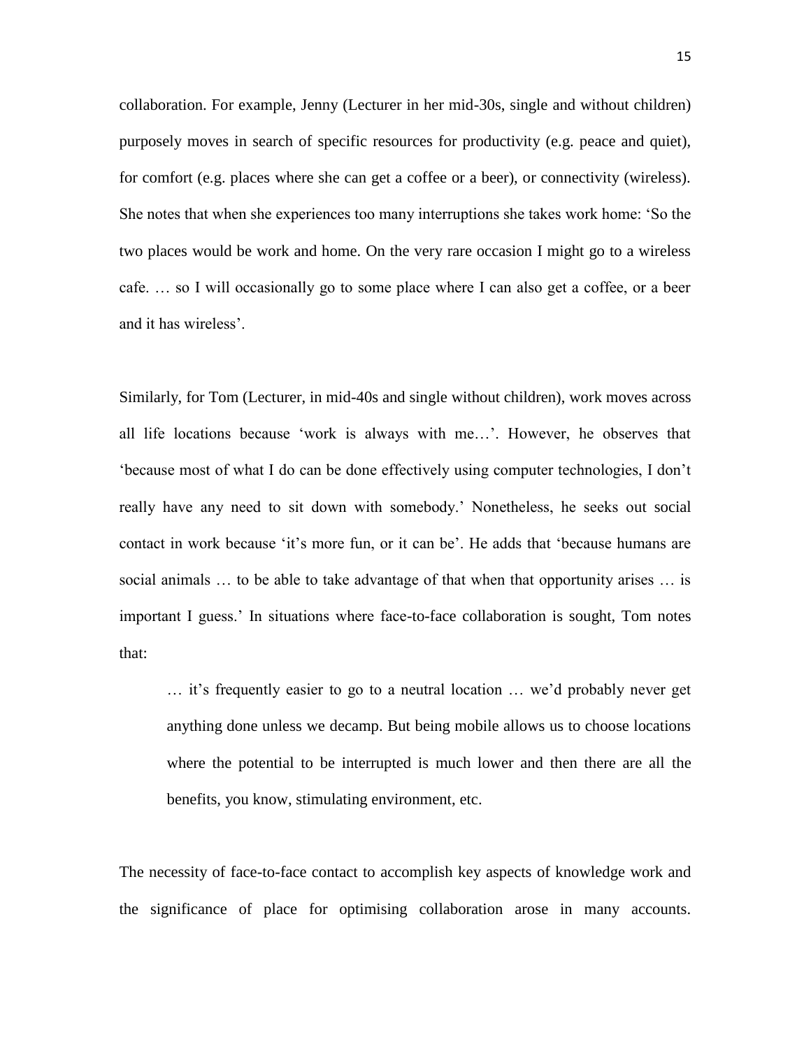collaboration. For example, Jenny (Lecturer in her mid-30s, single and without children) purposely moves in search of specific resources for productivity (e.g. peace and quiet), for comfort (e.g. places where she can get a coffee or a beer), or connectivity (wireless). She notes that when she experiences too many interruptions she takes work home: 'So the two places would be work and home. On the very rare occasion I might go to a wireless cafe. … so I will occasionally go to some place where I can also get a coffee, or a beer and it has wireless'.

Similarly, for Tom (Lecturer, in mid-40s and single without children), work moves across all life locations because 'work is always with me…'. However, he observes that 'because most of what I do can be done effectively using computer technologies, I don't really have any need to sit down with somebody.' Nonetheless, he seeks out social contact in work because 'it's more fun, or it can be'. He adds that 'because humans are social animals … to be able to take advantage of that when that opportunity arises … is important I guess.' In situations where face-to-face collaboration is sought, Tom notes that:

> … it's frequently easier to go to a neutral location … we'd probably never get anything done unless we decamp. But being mobile allows us to choose locations where the potential to be interrupted is much lower and then there are all the benefits, you know, stimulating environment, etc.

The necessity of face-to-face contact to accomplish key aspects of knowledge work and the significance of place for optimising collaboration arose in many accounts.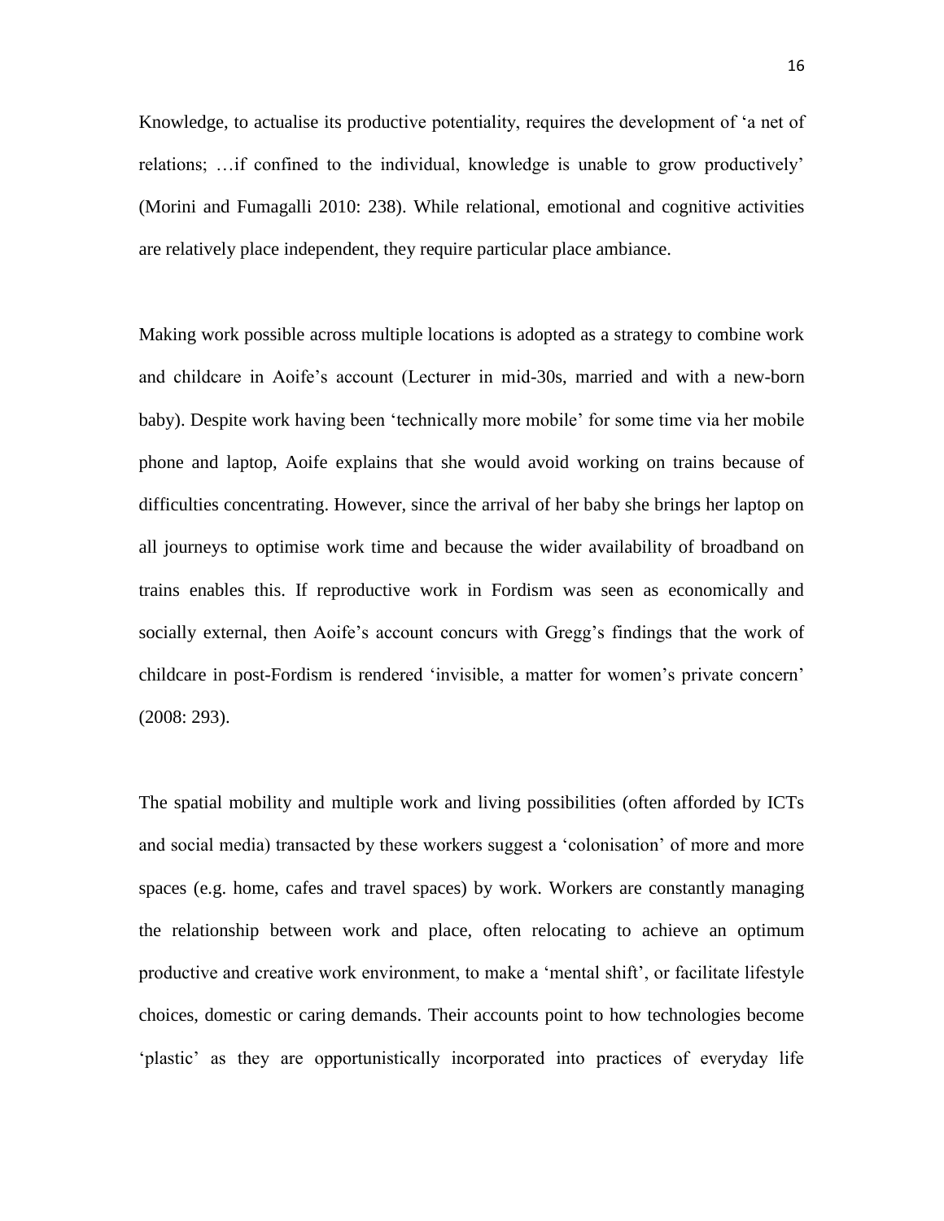Knowledge, to actualise its productive potentiality, requires the development of 'a net of relations; …if confined to the individual, knowledge is unable to grow productively' (Morini and Fumagalli 2010: 238). While relational, emotional and cognitive activities are relatively place independent, they require particular place ambiance.

Making work possible across multiple locations is adopted as a strategy to combine work and childcare in Aoife's account (Lecturer in mid-30s, married and with a new-born baby). Despite work having been 'technically more mobile' for some time via her mobile phone and laptop, Aoife explains that she would avoid working on trains because of difficulties concentrating. However, since the arrival of her baby she brings her laptop on all journeys to optimise work time and because the wider availability of broadband on trains enables this. If reproductive work in Fordism was seen as economically and socially external, then Aoife's account concurs with Gregg's findings that the work of childcare in post-Fordism is rendered 'invisible, a matter for women's private concern' (2008: 293).

The spatial mobility and multiple work and living possibilities (often afforded by ICTs and social media) transacted by these workers suggest a 'colonisation' of more and more spaces (e.g. home, cafes and travel spaces) by work. Workers are constantly managing the relationship between work and place, often relocating to achieve an optimum productive and creative work environment, to make a 'mental shift', or facilitate lifestyle choices, domestic or caring demands. Their accounts point to how technologies become 'plastic' as they are opportunistically incorporated into practices of everyday life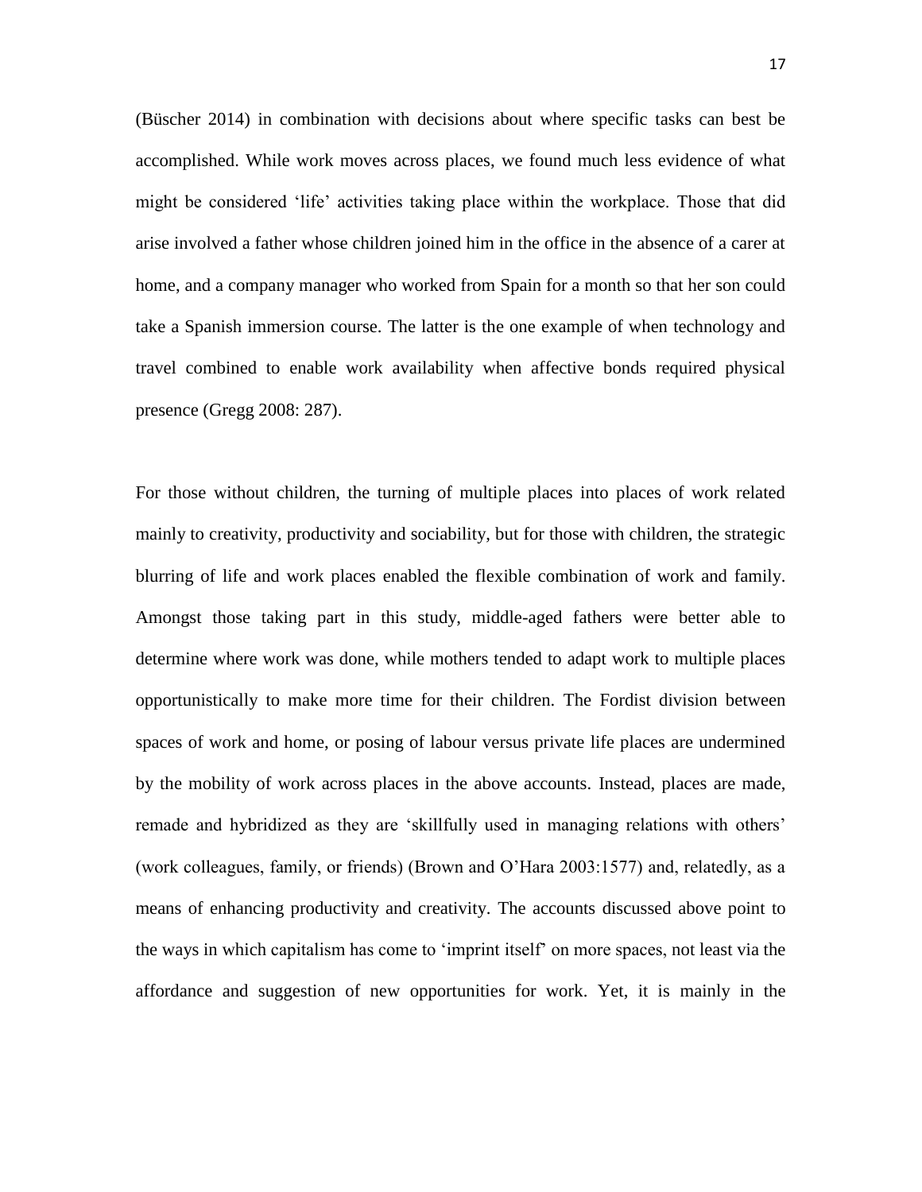(Büscher 2014) in combination with decisions about where specific tasks can best be accomplished. While work moves across places, we found much less evidence of what might be considered 'life' activities taking place within the workplace. Those that did arise involved a father whose children joined him in the office in the absence of a carer at home, and a company manager who worked from Spain for a month so that her son could take a Spanish immersion course. The latter is the one example of when technology and travel combined to enable work availability when affective bonds required physical presence (Gregg 2008: 287).

For those without children, the turning of multiple places into places of work related mainly to creativity, productivity and sociability, but for those with children, the strategic blurring of life and work places enabled the flexible combination of work and family. Amongst those taking part in this study, middle-aged fathers were better able to determine where work was done, while mothers tended to adapt work to multiple places opportunistically to make more time for their children. The Fordist division between spaces of work and home, or posing of labour versus private life places are undermined by the mobility of work across places in the above accounts. Instead, places are made, remade and hybridized as they are 'skillfully used in managing relations with others' (work colleagues, family, or friends) (Brown and O'Hara 2003:1577) and, relatedly, as a means of enhancing productivity and creativity. The accounts discussed above point to the ways in which capitalism has come to 'imprint itself' on more spaces, not least via the affordance and suggestion of new opportunities for work. Yet, it is mainly in the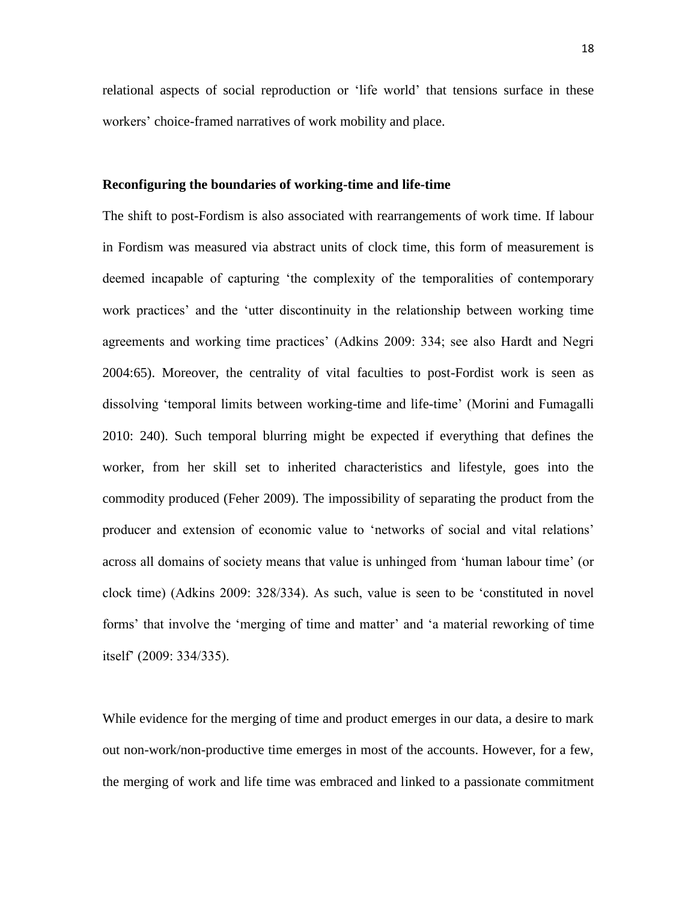relational aspects of social reproduction or 'life world' that tensions surface in these workers' choice-framed narratives of work mobility and place.

**Reconfiguring the boundaries of working-time and life-time**

The shift to post-Fordism is also associated with rearrangements of work time. If labour in Fordism was measured via abstract units of clock time, this form of measurement is deemed incapable of capturing 'the complexity of the temporalities of contemporary work practices' and the 'utter discontinuity in the relationship between working time agreements and working time practices' (Adkins 2009: 334; see also Hardt and Negri 2004:65). Moreover, the centrality of vital faculties to post-Fordist work is seen as dissolving 'temporal limits between working-time and life-time' (Morini and Fumagalli 2010: 240). Such temporal blurring might be expected if everything that defines the worker, from her skill set to inherited characteristics and lifestyle, goes into the commodity produced (Feher 2009). The impossibility of separating the product from the producer and extension of economic value to 'networks of social and vital relations' across all domains of society means that value is unhinged from 'human labour time' (or clock time) (Adkins 2009: 328/334). As such, value is seen to be 'constituted in novel forms' that involve the 'merging of time and matter' and 'a material reworking of time itself' (2009: 334/335).

While evidence for the merging of time and product emerges in our data, a desire to mark out non-work/non-productive time emerges in most of the accounts. However, for a few, the merging of work and life time was embraced and linked to a passionate commitment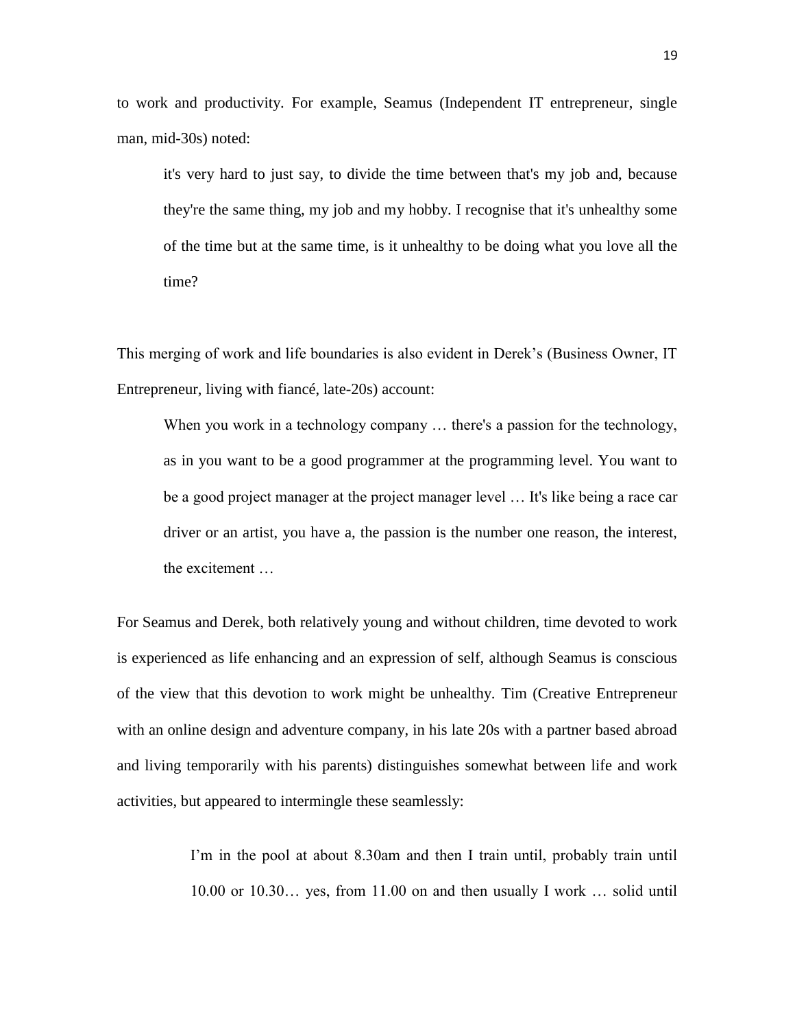to work and productivity. For example, Seamus (Independent IT entrepreneur, single man, mid-30s) noted:

> it's very hard to just say, to divide the time between that's my job and, because they're the same thing, my job and my hobby. I recognise that it's unhealthy some of the time but at the same time, is it unhealthy to be doing what you love all the time?

This merging of work and life boundaries is also evident in Derek's (Business Owner, IT Entrepreneur, living with fiancé, late-20s) account:

> When you work in a technology company … there's a passion for the technology, as in you want to be a good programmer at the programming level. You want to be a good project manager at the project manager level … It's like being a race car driver or an artist, you have a, the passion is the number one reason, the interest, the excitement …

For Seamus and Derek, both relatively young and without children, time devoted to work is experienced as life enhancing and an expression of self, although Seamus is conscious of the view that this devotion to work might be unhealthy. Tim (Creative Entrepreneur with an online design and adventure company, in his late 20s with a partner based abroad and living temporarily with his parents) distinguishes somewhat between life and work activities, but appeared to intermingle these seamlessly:

> I'm in the pool at about 8.30am and then I train until, probably train until 10.00 or 10.30… yes, from 11.00 on and then usually I work … solid until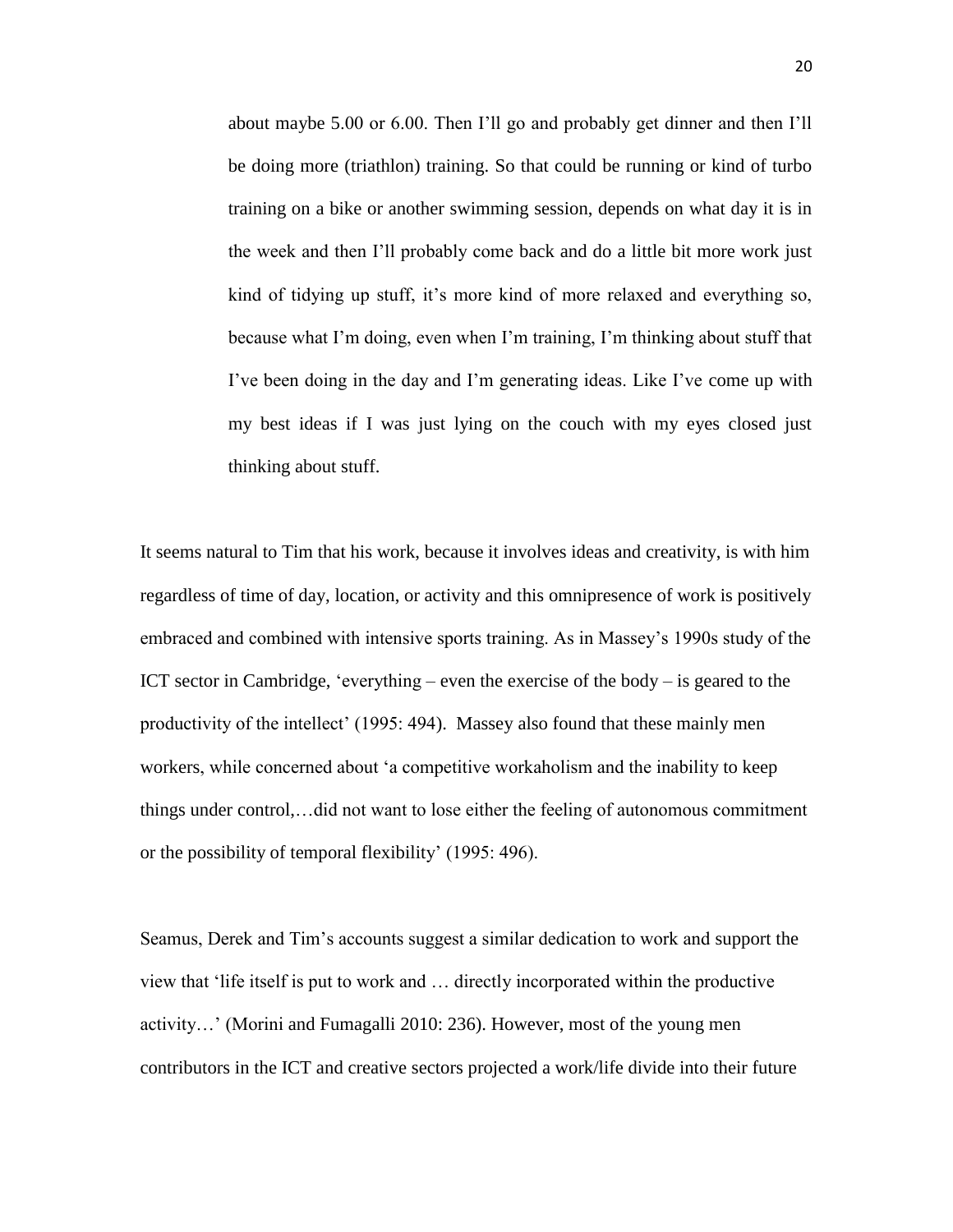> about maybe 5.00 or 6.00. Then I'll go and probably get dinner and then I'll be doing more (triathlon) training. So that could be running or kind of turbo training on a bike or another swimming session, depends on what day it is in the week and then I'll probably come back and do a little bit more work just kind of tidying up stuff, it's more kind of more relaxed and everything so, because what I'm doing, even when I'm training, I'm thinking about stuff that I've been doing in the day and I'm generating ideas. Like I've come up with my best ideas if I was just lying on the couch with my eyes closed just thinking about stuff.

It seems natural to Tim that his work, because it involves ideas and creativity, is with him regardless of time of day, location, or activity and this omnipresence of work is positively embraced and combined with intensive sports training. As in Massey's 1990s study of the ICT sector in Cambridge, 'everything – even the exercise of the body – is geared to the productivity of the intellect' (1995: 494). Massey also found that these mainly men workers, while concerned about 'a competitive workaholism and the inability to keep things under control,…did not want to lose either the feeling of autonomous commitment or the possibility of temporal flexibility' (1995: 496).

Seamus, Derek and Tim's accounts suggest a similar dedication to work and support the view that 'life itself is put to work and … directly incorporated within the productive activity…' (Morini and Fumagalli 2010: 236). However, most of the young men contributors in the ICT and creative sectors projected a work/life divide into their future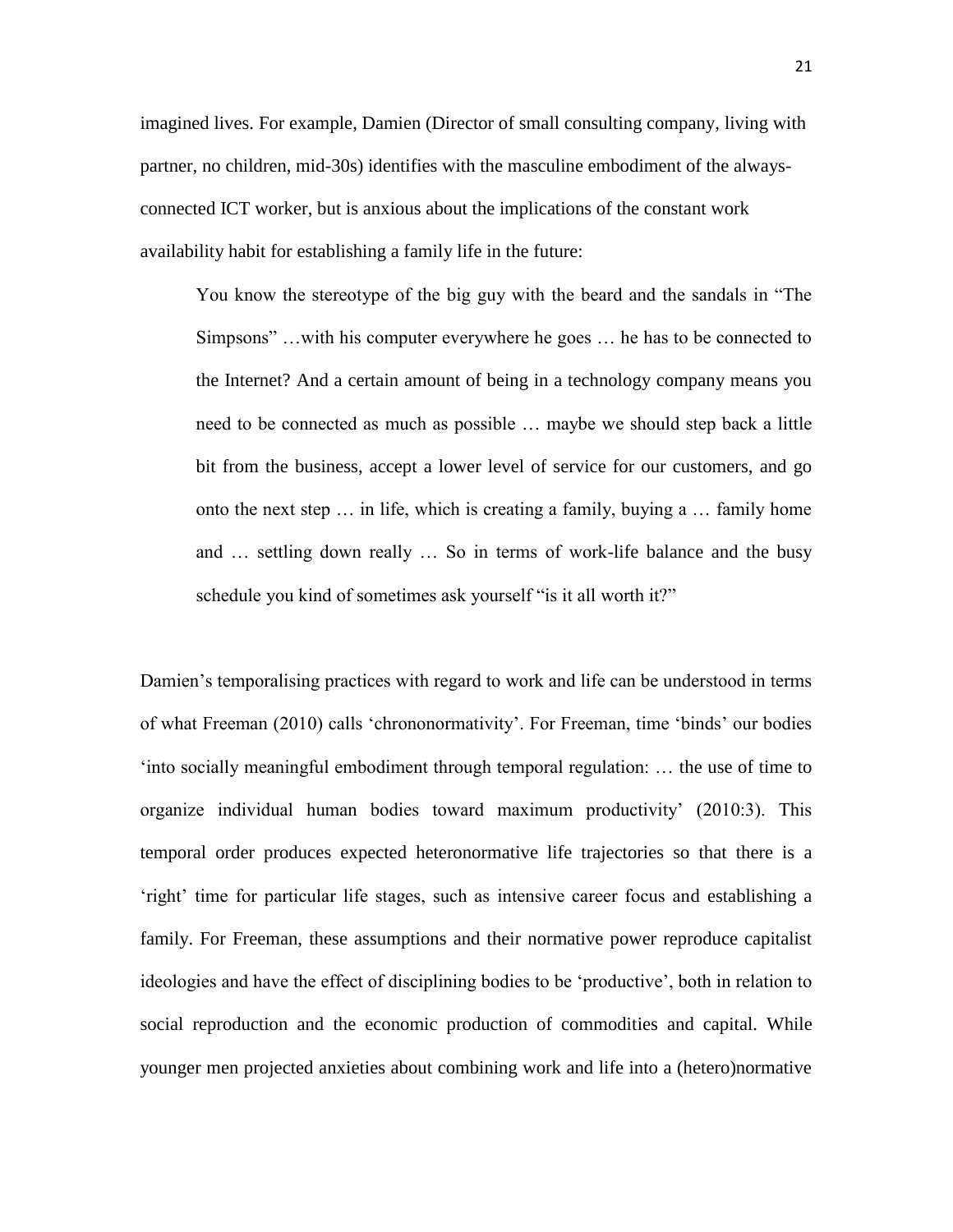imagined lives. For example, Damien (Director of small consulting company, living with partner, no children, mid-30s) identifies with the masculine embodiment of the always-connected ICT worker, but is anxious about the implications of the constant work availability habit for establishing a family life in the future:

> You know the stereotype of the big guy with the beard and the sandals in "The Simpsons" …with his computer everywhere he goes … he has to be connected to the Internet? And a certain amount of being in a technology company means you need to be connected as much as possible … maybe we should step back a little bit from the business, accept a lower level of service for our customers, and go onto the next step … in life, which is creating a family, buying a … family home and … settling down really … So in terms of work-life balance and the busy schedule you kind of sometimes ask yourself "is it all worth it?"

Damien's temporalising practices with regard to work and life can be understood in terms of what Freeman (2010) calls 'chrononormativity'. For Freeman, time 'binds' our bodies 'into socially meaningful embodiment through temporal regulation: … the use of time to organize individual human bodies toward maximum productivity' (2010:3). This temporal order produces expected heteronormative life trajectories so that there is a 'right' time for particular life stages, such as intensive career focus and establishing a family. For Freeman, these assumptions and their normative power reproduce capitalist ideologies and have the effect of disciplining bodies to be 'productive', both in relation to social reproduction and the economic production of commodities and capital. While younger men projected anxieties about combining work and life into a (hetero)normative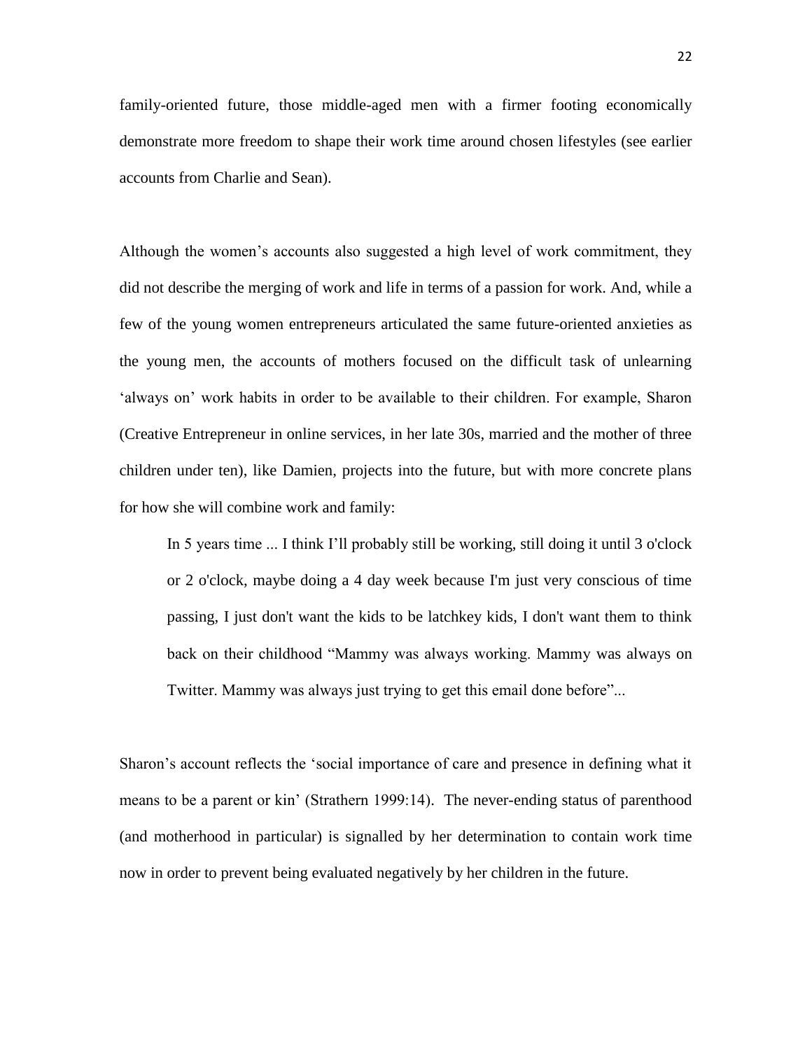family-oriented future, those middle-aged men with a firmer footing economically demonstrate more freedom to shape their work time around chosen lifestyles (see earlier accounts from Charlie and Sean).

Although the women's accounts also suggested a high level of work commitment, they did not describe the merging of work and life in terms of a passion for work. And, while a few of the young women entrepreneurs articulated the same future-oriented anxieties as the young men, the accounts of mothers focused on the difficult task of unlearning 'always on' work habits in order to be available to their children. For example, Sharon (Creative Entrepreneur in online services, in her late 30s, married and the mother of three children under ten), like Damien, projects into the future, but with more concrete plans for how she will combine work and family:

> In 5 years time ... I think I'll probably still be working, still doing it until 3 o'clock or 2 o'clock, maybe doing a 4 day week because I'm just very conscious of time passing, I just don't want the kids to be latchkey kids, I don't want them to think back on their childhood "Mammy was always working. Mammy was always on Twitter. Mammy was always just trying to get this email done before"...

Sharon's account reflects the 'social importance of care and presence in defining what it means to be a parent or kin' (Strathern 1999:14). The never-ending status of parenthood (and motherhood in particular) is signalled by her determination to contain work time now in order to prevent being evaluated negatively by her children in the future.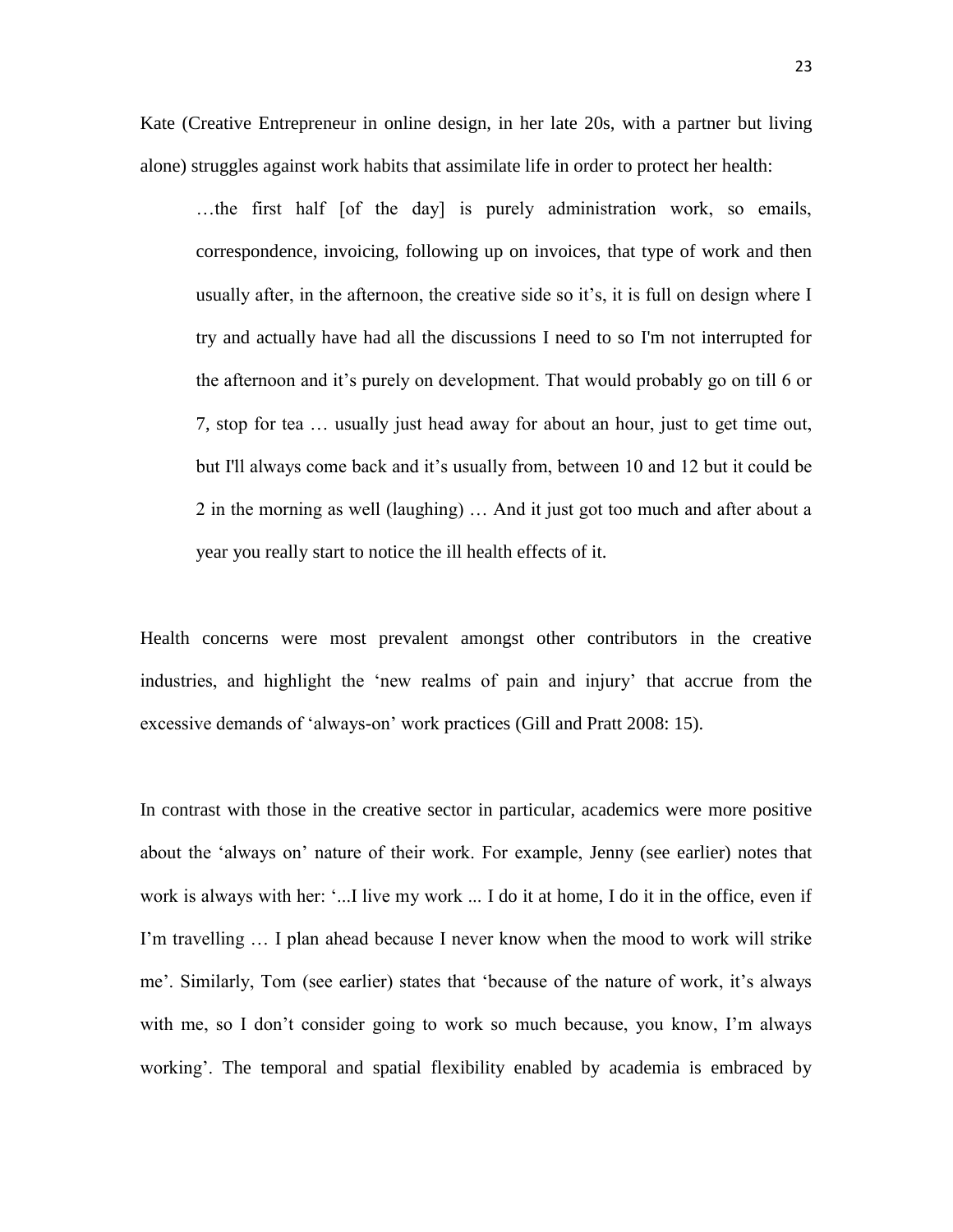Kate (Creative Entrepreneur in online design, in her late 20s, with a partner but living alone) struggles against work habits that assimilate life in order to protect her health:

> …the first half [of the day] is purely administration work, so emails, correspondence, invoicing, following up on invoices, that type of work and then usually after, in the afternoon, the creative side so it's, it is full on design where I try and actually have had all the discussions I need to so I'm not interrupted for the afternoon and it's purely on development. That would probably go on till 6 or 7, stop for tea … usually just head away for about an hour, just to get time out, but I'll always come back and it's usually from, between 10 and 12 but it could be 2 in the morning as well (laughing) … And it just got too much and after about a year you really start to notice the ill health effects of it.

Health concerns were most prevalent amongst other contributors in the creative industries, and highlight the 'new realms of pain and injury' that accrue from the excessive demands of 'always-on' work practices (Gill and Pratt 2008: 15).

In contrast with those in the creative sector in particular, academics were more positive about the 'always on' nature of their work. For example, Jenny (see earlier) notes that work is always with her: '...I live my work ... I do it at home, I do it in the office, even if I'm travelling … I plan ahead because I never know when the mood to work will strike me'. Similarly, Tom (see earlier) states that 'because of the nature of work, it's always with me, so I don't consider going to work so much because, you know, I'm always working'. The temporal and spatial flexibility enabled by academia is embraced by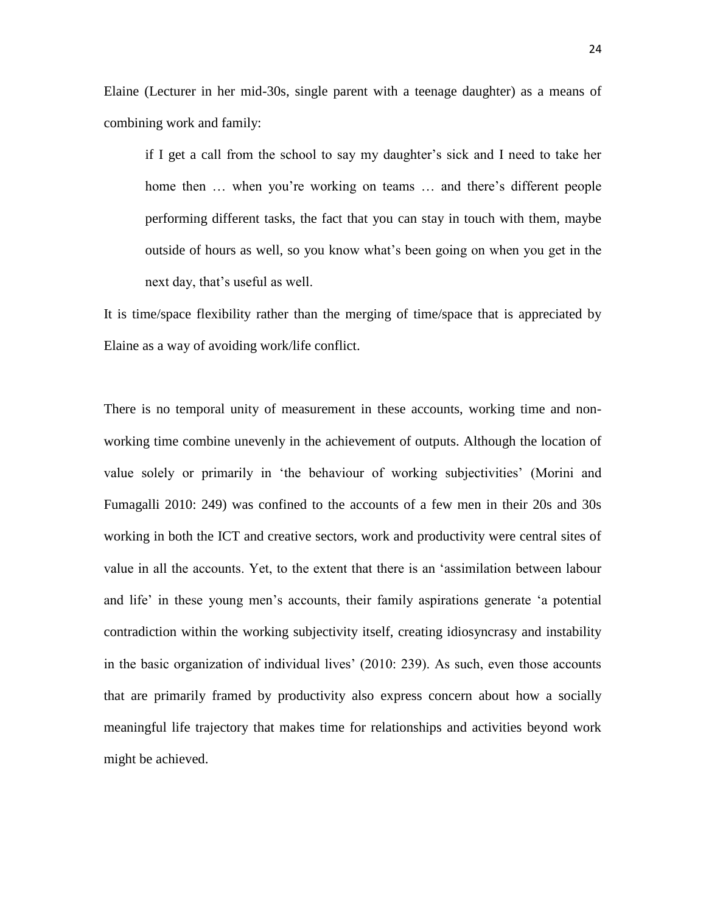Elaine (Lecturer in her mid-30s, single parent with a teenage daughter) as a means of combining work and family:

> if I get a call from the school to say my daughter's sick and I need to take her home then … when you're working on teams … and there's different people performing different tasks, the fact that you can stay in touch with them, maybe outside of hours as well, so you know what's been going on when you get in the next day, that's useful as well.

It is time/space flexibility rather than the merging of time/space that is appreciated by Elaine as a way of avoiding work/life conflict.

There is no temporal unity of measurement in these accounts, working time and non-working time combine unevenly in the achievement of outputs. Although the location of value solely or primarily in 'the behaviour of working subjectivities' (Morini and Fumagalli 2010: 249) was confined to the accounts of a few men in their 20s and 30s working in both the ICT and creative sectors, work and productivity were central sites of value in all the accounts. Yet, to the extent that there is an 'assimilation between labour and life' in these young men's accounts, their family aspirations generate 'a potential contradiction within the working subjectivity itself, creating idiosyncrasy and instability in the basic organization of individual lives' (2010: 239). As such, even those accounts that are primarily framed by productivity also express concern about how a socially meaningful life trajectory that makes time for relationships and activities beyond work might be achieved.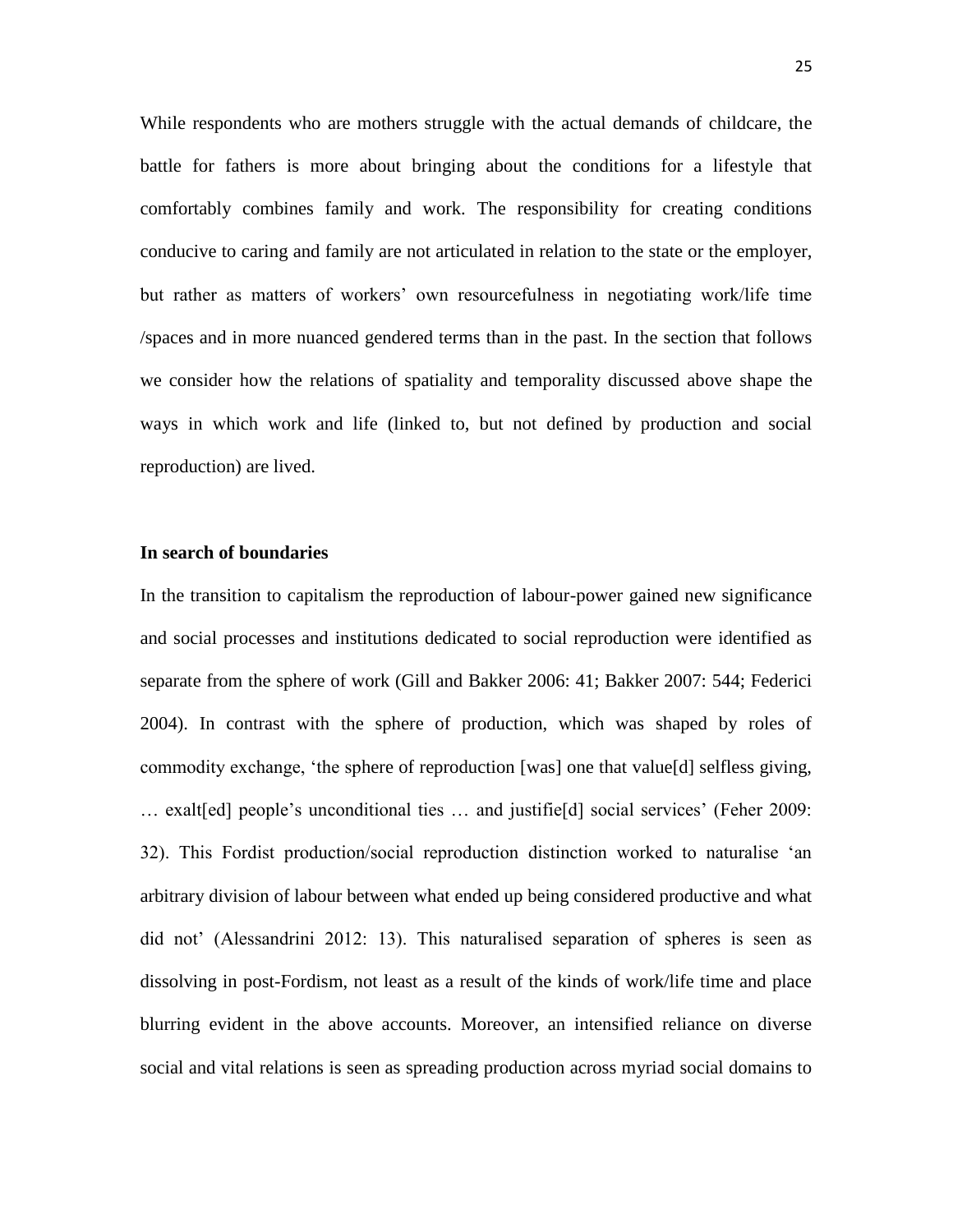While respondents who are mothers struggle with the actual demands of childcare, the battle for fathers is more about bringing about the conditions for a lifestyle that comfortably combines family and work. The responsibility for creating conditions conducive to caring and family are not articulated in relation to the state or the employer, but rather as matters of workers' own resourcefulness in negotiating work/life time /spaces and in more nuanced gendered terms than in the past. In the section that follows we consider how the relations of spatiality and temporality discussed above shape the ways in which work and life (linked to, but not defined by production and social reproduction) are lived.

**In search of boundaries**

In the transition to capitalism the reproduction of labour-power gained new significance and social processes and institutions dedicated to social reproduction were identified as separate from the sphere of work (Gill and Bakker 2006: 41; Bakker 2007: 544; Federici 2004). In contrast with the sphere of production, which was shaped by roles of commodity exchange, 'the sphere of reproduction [was] one that value[d] selfless giving, … exalt[ed] people's unconditional ties … and justifie[d] social services' (Feher 2009: 32). This Fordist production/social reproduction distinction worked to naturalise 'an arbitrary division of labour between what ended up being considered productive and what did not' (Alessandrini 2012: 13). This naturalised separation of spheres is seen as dissolving in post-Fordism, not least as a result of the kinds of work/life time and place blurring evident in the above accounts. Moreover, an intensified reliance on diverse social and vital relations is seen as spreading production across myriad social domains to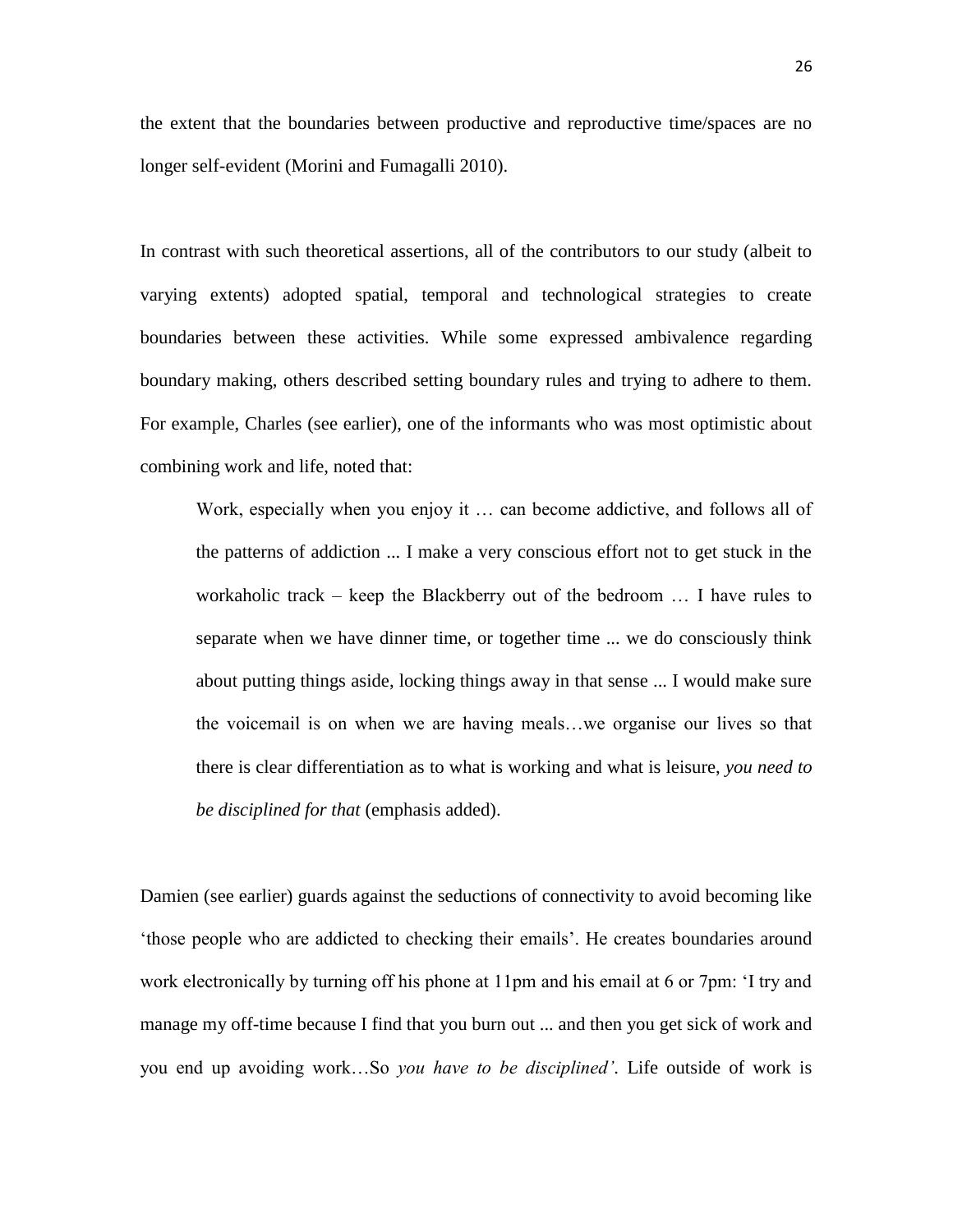the extent that the boundaries between productive and reproductive time/spaces are no longer self-evident (Morini and Fumagalli 2010).

In contrast with such theoretical assertions, all of the contributors to our study (albeit to varying extents) adopted spatial, temporal and technological strategies to create boundaries between these activities. While some expressed ambivalence regarding boundary making, others described setting boundary rules and trying to adhere to them. For example, Charles (see earlier), one of the informants who was most optimistic about combining work and life, noted that:

> Work, especially when you enjoy it … can become addictive, and follows all of the patterns of addiction ... I make a very conscious effort not to get stuck in the workaholic track – keep the Blackberry out of the bedroom … I have rules to separate when we have dinner time, or together time ... we do consciously think about putting things aside, locking things away in that sense ... I would make sure the voicemail is on when we are having meals…we organise our lives so that there is clear differentiation as to what is working and what is leisure, *you need to be disciplined for that* (emphasis added).

Damien (see earlier) guards against the seductions of connectivity to avoid becoming like 'those people who are addicted to checking their emails'. He creates boundaries around work electronically by turning off his phone at 11pm and his email at 6 or 7pm: 'I try and manage my off-time because I find that you burn out ... and then you get sick of work and you end up avoiding work…So *you have to be disciplined'*. Life outside of work is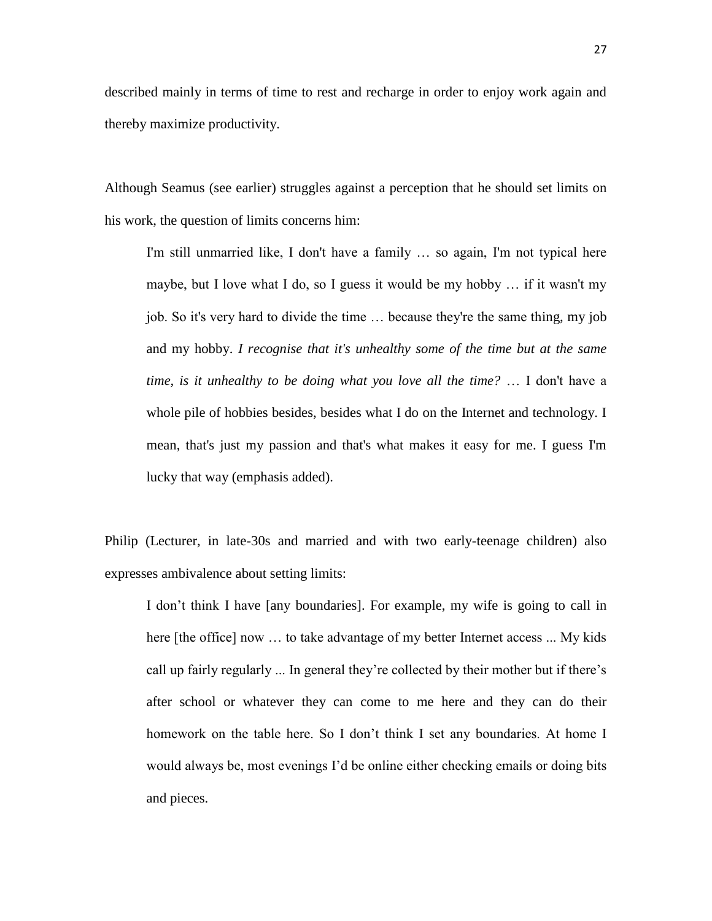described mainly in terms of time to rest and recharge in order to enjoy work again and thereby maximize productivity.

Although Seamus (see earlier) struggles against a perception that he should set limits on his work, the question of limits concerns him:

> I'm still unmarried like, I don't have a family … so again, I'm not typical here maybe, but I love what I do, so I guess it would be my hobby … if it wasn't my job. So it's very hard to divide the time … because they're the same thing, my job and my hobby. *I recognise that it's unhealthy some of the time but at the same time, is it unhealthy to be doing what you love all the time?* … I don't have a whole pile of hobbies besides, besides what I do on the Internet and technology. I mean, that's just my passion and that's what makes it easy for me. I guess I'm lucky that way (emphasis added).

Philip (Lecturer, in late-30s and married and with two early-teenage children) also expresses ambivalence about setting limits:

> I don't think I have [any boundaries]. For example, my wife is going to call in here [the office] now … to take advantage of my better Internet access ... My kids call up fairly regularly ... In general they're collected by their mother but if there's after school or whatever they can come to me here and they can do their homework on the table here. So I don't think I set any boundaries. At home I would always be, most evenings I'd be online either checking emails or doing bits and pieces.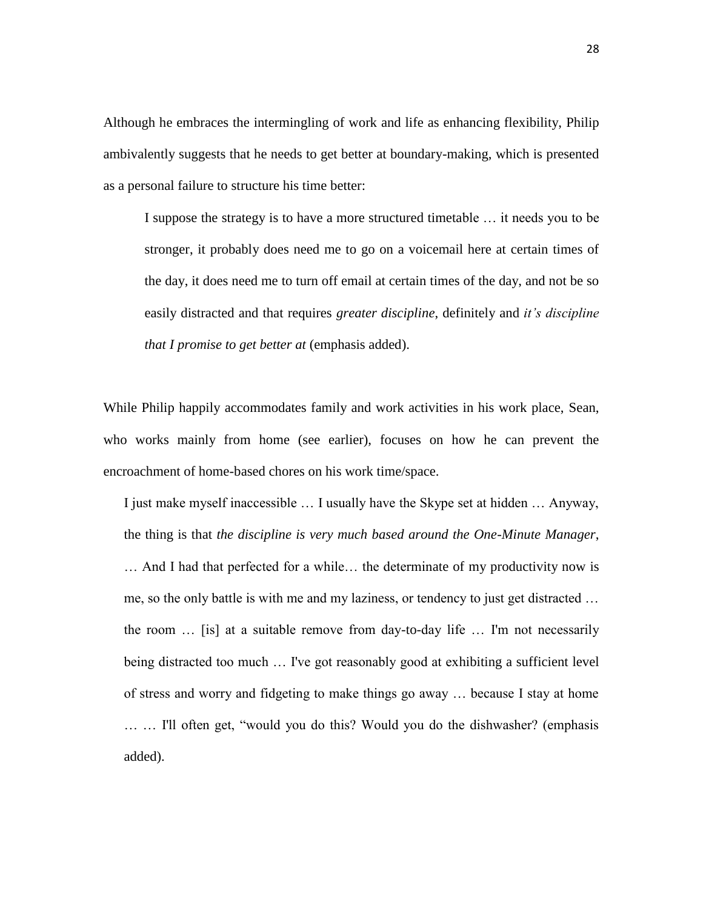Although he embraces the intermingling of work and life as enhancing flexibility, Philip ambivalently suggests that he needs to get better at boundary-making, which is presented as a personal failure to structure his time better:

> I suppose the strategy is to have a more structured timetable … it needs you to be stronger, it probably does need me to go on a voicemail here at certain times of the day, it does need me to turn off email at certain times of the day, and not be so easily distracted and that requires *greater discipline*, definitely and *it's discipline that I promise to get better at* (emphasis added).

While Philip happily accommodates family and work activities in his work place, Sean, who works mainly from home (see earlier), focuses on how he can prevent the encroachment of home-based chores on his work time/space.

> I just make myself inaccessible … I usually have the Skype set at hidden … Anyway, the thing is that *the discipline is very much based around the One-Minute Manager*, … And I had that perfected for a while… the determinate of my productivity now is me, so the only battle is with me and my laziness, or tendency to just get distracted … the room … [is] at a suitable remove from day-to-day life … I'm not necessarily being distracted too much … I've got reasonably good at exhibiting a sufficient level of stress and worry and fidgeting to make things go away … because I stay at home … … I'll often get, "would you do this? Would you do the dishwasher? (emphasis added).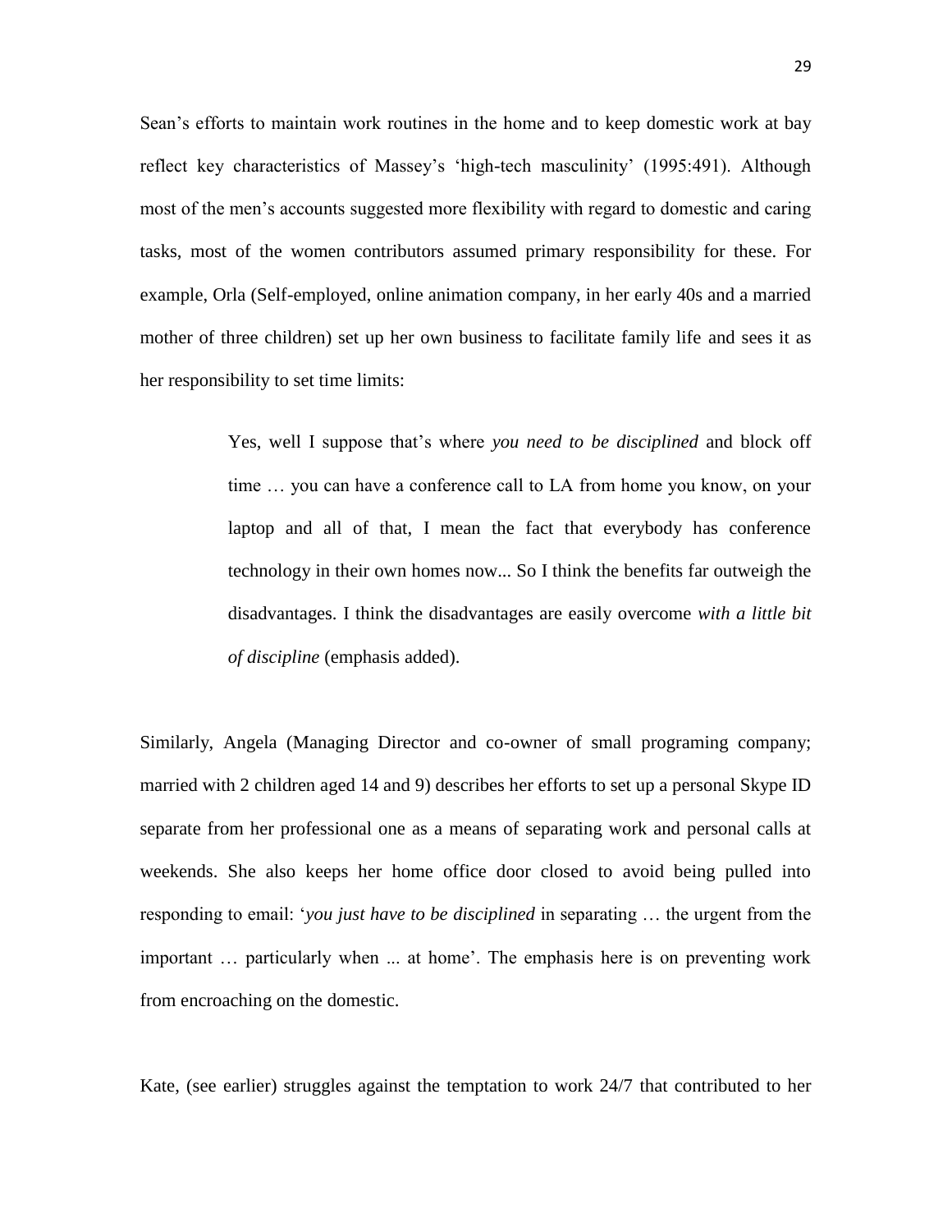Sean's efforts to maintain work routines in the home and to keep domestic work at bay reflect key characteristics of Massey's 'high-tech masculinity' (1995:491). Although most of the men's accounts suggested more flexibility with regard to domestic and caring tasks, most of the women contributors assumed primary responsibility for these. For example, Orla (Self-employed, online animation company, in her early 40s and a married mother of three children) set up her own business to facilitate family life and sees it as her responsibility to set time limits:

> Yes, well I suppose that's where *you need to be disciplined* and block off time … you can have a conference call to LA from home you know, on your laptop and all of that, I mean the fact that everybody has conference technology in their own homes now... So I think the benefits far outweigh the disadvantages. I think the disadvantages are easily overcome *with a little bit of discipline* (emphasis added).

Similarly, Angela (Managing Director and co-owner of small programing company; married with 2 children aged 14 and 9) describes her efforts to set up a personal Skype ID separate from her professional one as a means of separating work and personal calls at weekends. She also keeps her home office door closed to avoid being pulled into responding to email: '*you just have to be disciplined* in separating … the urgent from the important … particularly when ... at home'. The emphasis here is on preventing work from encroaching on the domestic.

Kate, (see earlier) struggles against the temptation to work 24/7 that contributed to her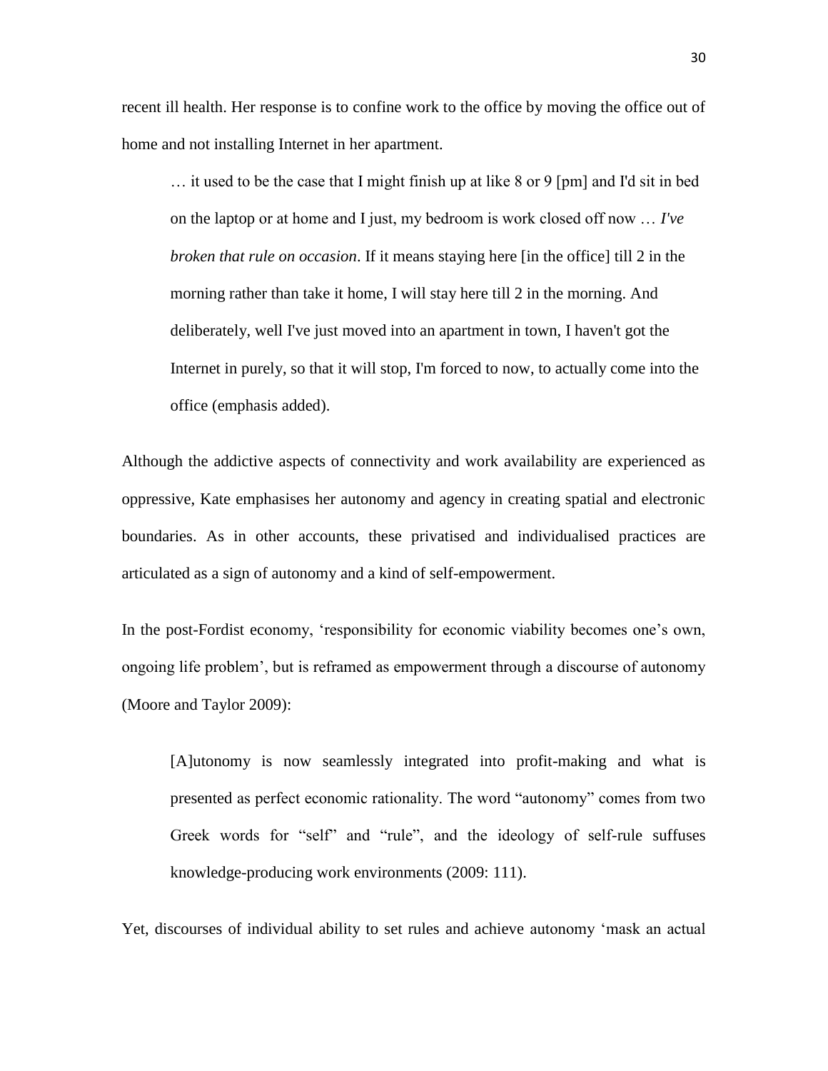recent ill health. Her response is to confine work to the office by moving the office out of home and not installing Internet in her apartment.

> … it used to be the case that I might finish up at like 8 or 9 [pm] and I'd sit in bed on the laptop or at home and I just, my bedroom is work closed off now … *I've broken that rule on occasion*. If it means staying here [in the office] till 2 in the morning rather than take it home, I will stay here till 2 in the morning. And deliberately, well I've just moved into an apartment in town, I haven't got the Internet in purely, so that it will stop, I'm forced to now, to actually come into the office (emphasis added).

Although the addictive aspects of connectivity and work availability are experienced as oppressive, Kate emphasises her autonomy and agency in creating spatial and electronic boundaries. As in other accounts, these privatised and individualised practices are articulated as a sign of autonomy and a kind of self-empowerment.

In the post-Fordist economy, 'responsibility for economic viability becomes one's own, ongoing life problem', but is reframed as empowerment through a discourse of autonomy (Moore and Taylor 2009):

> [A]utonomy is now seamlessly integrated into profit-making and what is presented as perfect economic rationality. The word "autonomy" comes from two Greek words for "self" and "rule", and the ideology of self-rule suffuses knowledge-producing work environments (2009: 111).

Yet, discourses of individual ability to set rules and achieve autonomy 'mask an actual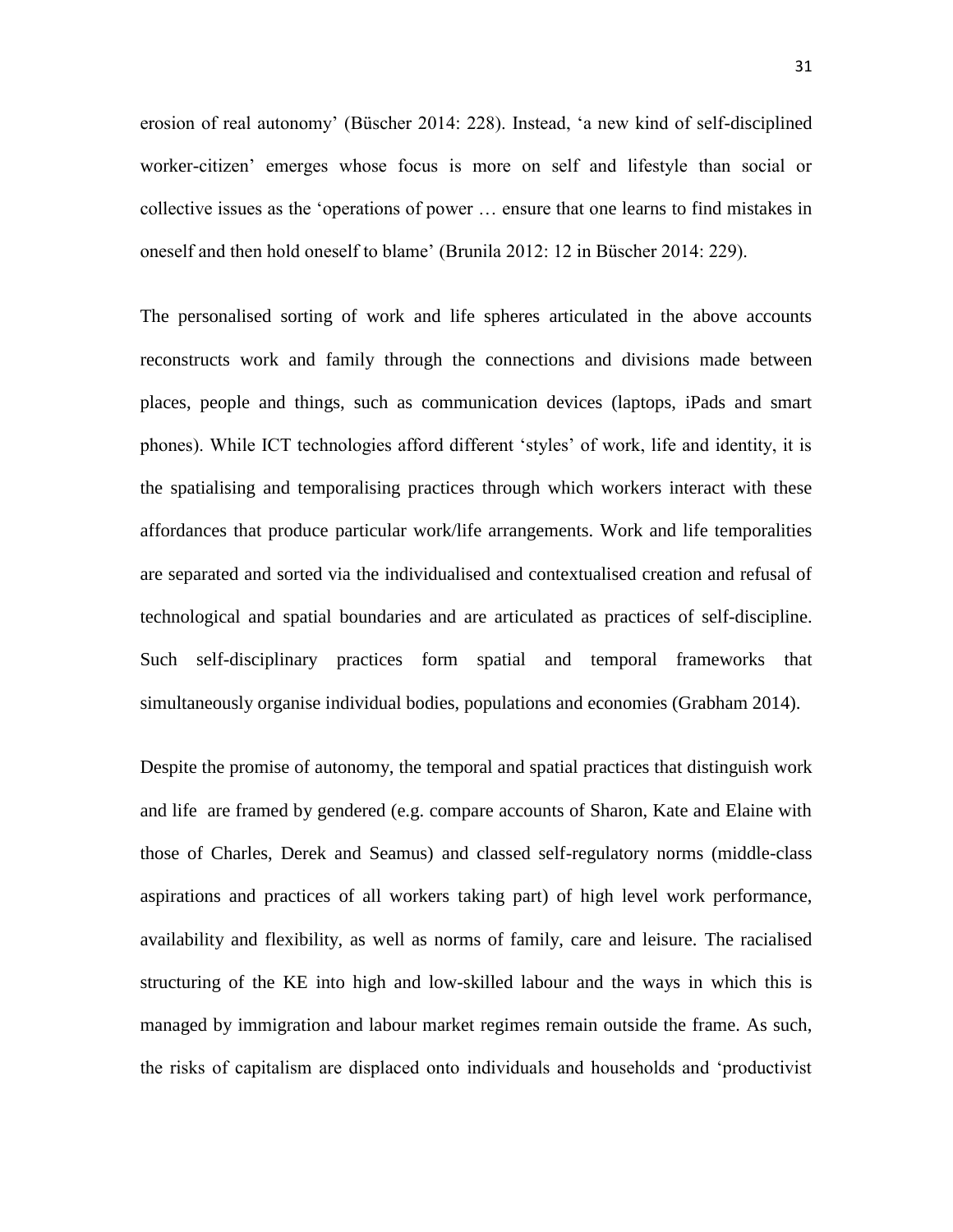erosion of real autonomy' (Büscher 2014: 228). Instead, 'a new kind of self-disciplined worker-citizen' emerges whose focus is more on self and lifestyle than social or collective issues as the 'operations of power … ensure that one learns to find mistakes in oneself and then hold oneself to blame' (Brunila 2012: 12 in Büscher 2014: 229).

The personalised sorting of work and life spheres articulated in the above accounts reconstructs work and family through the connections and divisions made between places, people and things, such as communication devices (laptops, iPads and smart phones). While ICT technologies afford different 'styles' of work, life and identity, it is the spatialising and temporalising practices through which workers interact with these affordances that produce particular work/life arrangements. Work and life temporalities are separated and sorted via the individualised and contextualised creation and refusal of technological and spatial boundaries and are articulated as practices of self-discipline. Such self-disciplinary practices form spatial and temporal frameworks that simultaneously organise individual bodies, populations and economies (Grabham 2014).

Despite the promise of autonomy, the temporal and spatial practices that distinguish work and life are framed by gendered (e.g. compare accounts of Sharon, Kate and Elaine with those of Charles, Derek and Seamus) and classed self-regulatory norms (middle-class aspirations and practices of all workers taking part) of high level work performance, availability and flexibility, as well as norms of family, care and leisure. The racialised structuring of the KE into high and low-skilled labour and the ways in which this is managed by immigration and labour market regimes remain outside the frame. As such, the risks of capitalism are displaced onto individuals and households and 'productivist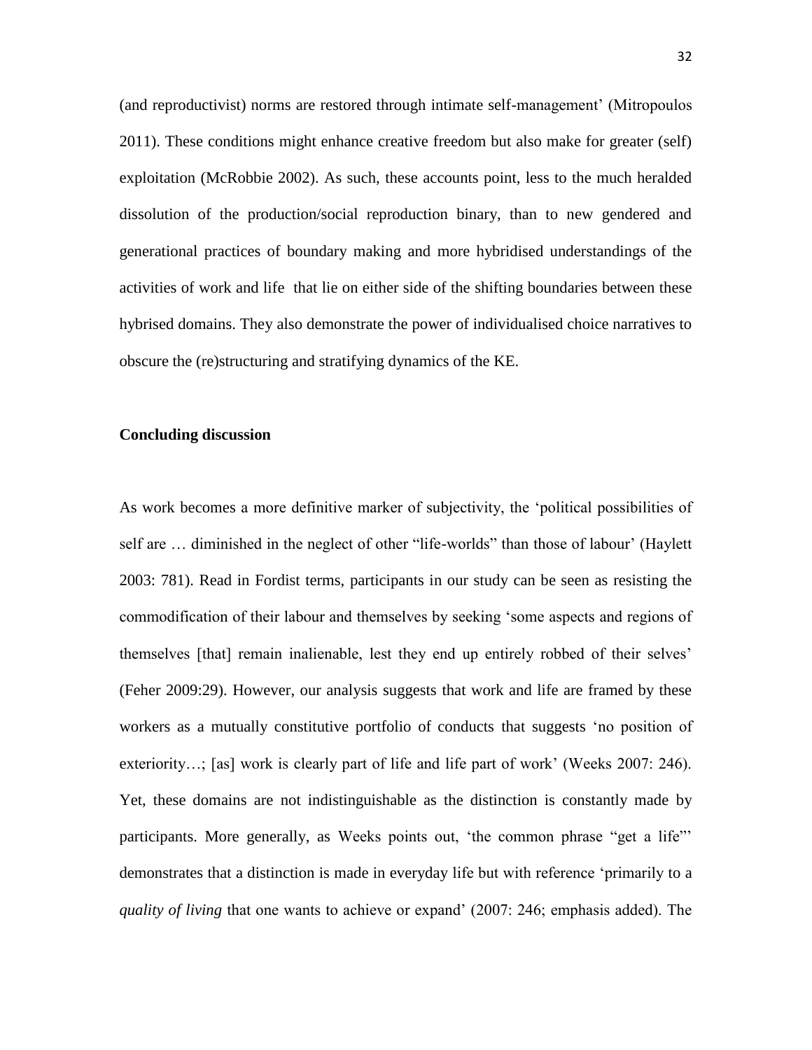(and reproductivist) norms are restored through intimate self-management' (Mitropoulos 2011). These conditions might enhance creative freedom but also make for greater (self) exploitation (McRobbie 2002). As such, these accounts point, less to the much heralded dissolution of the production/social reproduction binary, than to new gendered and generational practices of boundary making and more hybridised understandings of the activities of work and life that lie on either side of the shifting boundaries between these hybrised domains. They also demonstrate the power of individualised choice narratives to obscure the (re)structuring and stratifying dynamics of the KE.

**Concluding discussion**

As work becomes a more definitive marker of subjectivity, the 'political possibilities of self are … diminished in the neglect of other "life-worlds" than those of labour' (Haylett 2003: 781). Read in Fordist terms, participants in our study can be seen as resisting the commodification of their labour and themselves by seeking 'some aspects and regions of themselves [that] remain inalienable, lest they end up entirely robbed of their selves' (Feher 2009:29). However, our analysis suggests that work and life are framed by these workers as a mutually constitutive portfolio of conducts that suggests 'no position of exteriority…; [as] work is clearly part of life and life part of work' (Weeks 2007: 246). Yet, these domains are not indistinguishable as the distinction is constantly made by participants. More generally, as Weeks points out, 'the common phrase "get a life"' demonstrates that a distinction is made in everyday life but with reference 'primarily to a *quality of living* that one wants to achieve or expand' (2007: 246; emphasis added). The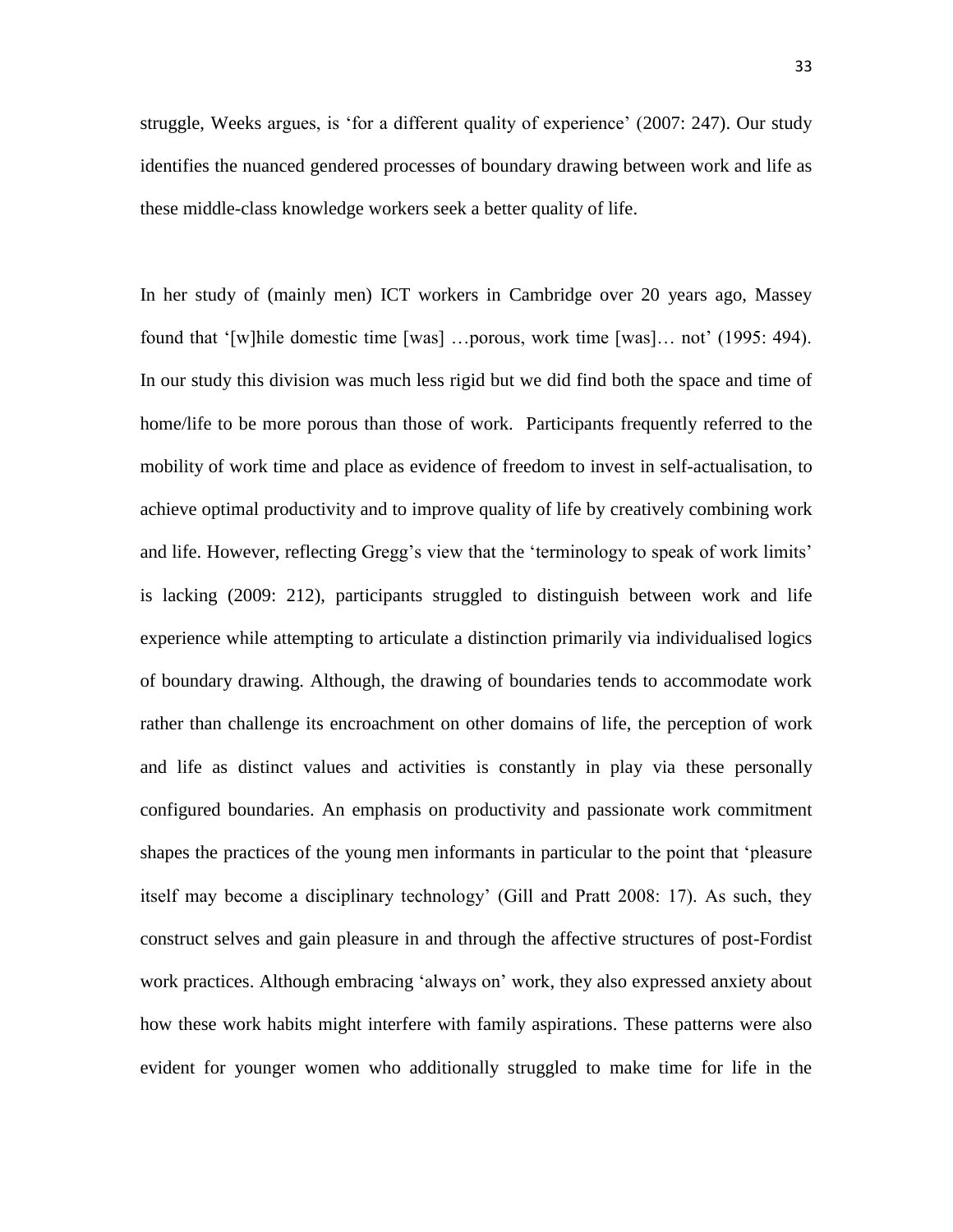struggle, Weeks argues, is 'for a different quality of experience' (2007: 247). Our study identifies the nuanced gendered processes of boundary drawing between work and life as these middle-class knowledge workers seek a better quality of life.

In her study of (mainly men) ICT workers in Cambridge over 20 years ago, Massey found that '[w]hile domestic time [was] …porous, work time [was]… not' (1995: 494). In our study this division was much less rigid but we did find both the space and time of home/life to be more porous than those of work. Participants frequently referred to the mobility of work time and place as evidence of freedom to invest in self-actualisation, to achieve optimal productivity and to improve quality of life by creatively combining work and life. However, reflecting Gregg's view that the 'terminology to speak of work limits' is lacking (2009: 212), participants struggled to distinguish between work and life experience while attempting to articulate a distinction primarily via individualised logics of boundary drawing. Although, the drawing of boundaries tends to accommodate work rather than challenge its encroachment on other domains of life, the perception of work and life as distinct values and activities is constantly in play via these personally configured boundaries. An emphasis on productivity and passionate work commitment shapes the practices of the young men informants in particular to the point that 'pleasure itself may become a disciplinary technology' (Gill and Pratt 2008: 17). As such, they construct selves and gain pleasure in and through the affective structures of post-Fordist work practices. Although embracing 'always on' work, they also expressed anxiety about how these work habits might interfere with family aspirations. These patterns were also evident for younger women who additionally struggled to make time for life in the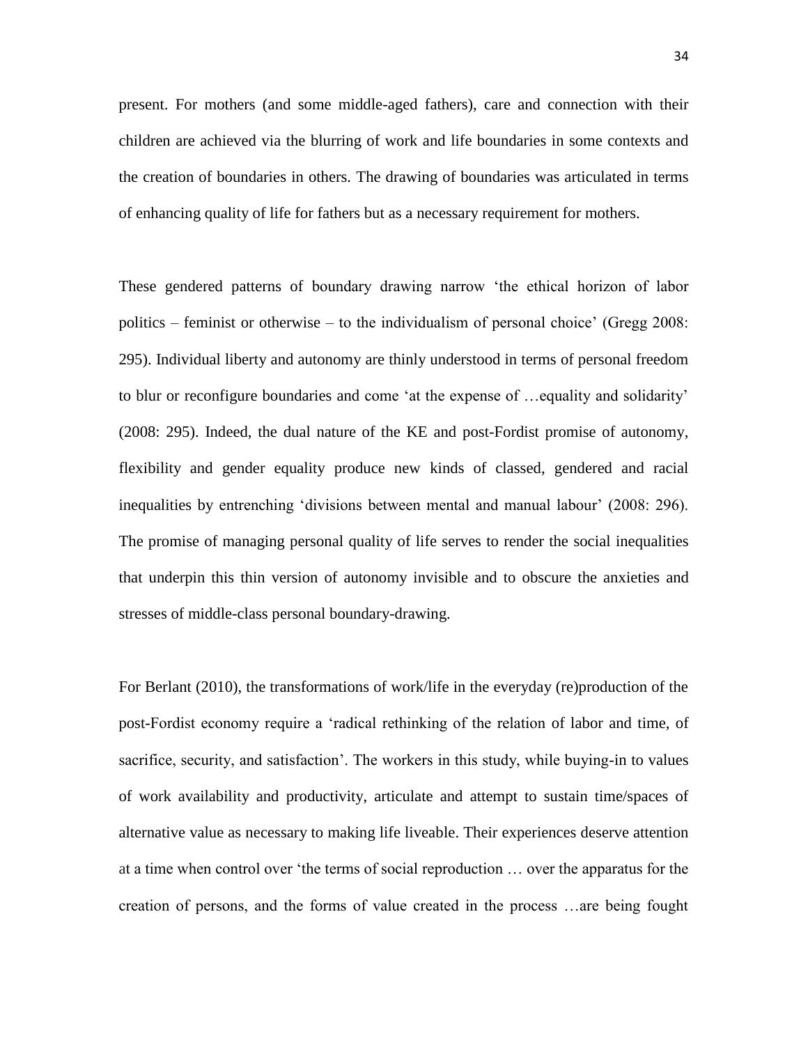present. For mothers (and some middle-aged fathers), care and connection with their children are achieved via the blurring of work and life boundaries in some contexts and the creation of boundaries in others. The drawing of boundaries was articulated in terms of enhancing quality of life for fathers but as a necessary requirement for mothers.

These gendered patterns of boundary drawing narrow 'the ethical horizon of labor politics – feminist or otherwise – to the individualism of personal choice' (Gregg 2008: 295). Individual liberty and autonomy are thinly understood in terms of personal freedom to blur or reconfigure boundaries and come 'at the expense of …equality and solidarity' (2008: 295). Indeed, the dual nature of the KE and post-Fordist promise of autonomy, flexibility and gender equality produce new kinds of classed, gendered and racial inequalities by entrenching 'divisions between mental and manual labour' (2008: 296). The promise of managing personal quality of life serves to render the social inequalities that underpin this thin version of autonomy invisible and to obscure the anxieties and stresses of middle-class personal boundary-drawing.

For Berlant (2010), the transformations of work/life in the everyday (re)production of the post-Fordist economy require a 'radical rethinking of the relation of labor and time, of sacrifice, security, and satisfaction'. The workers in this study, while buying-in to values of work availability and productivity, articulate and attempt to sustain time/spaces of alternative value as necessary to making life liveable. Their experiences deserve attention at a time when control over 'the terms of social reproduction … over the apparatus for the creation of persons, and the forms of value created in the process …are being fought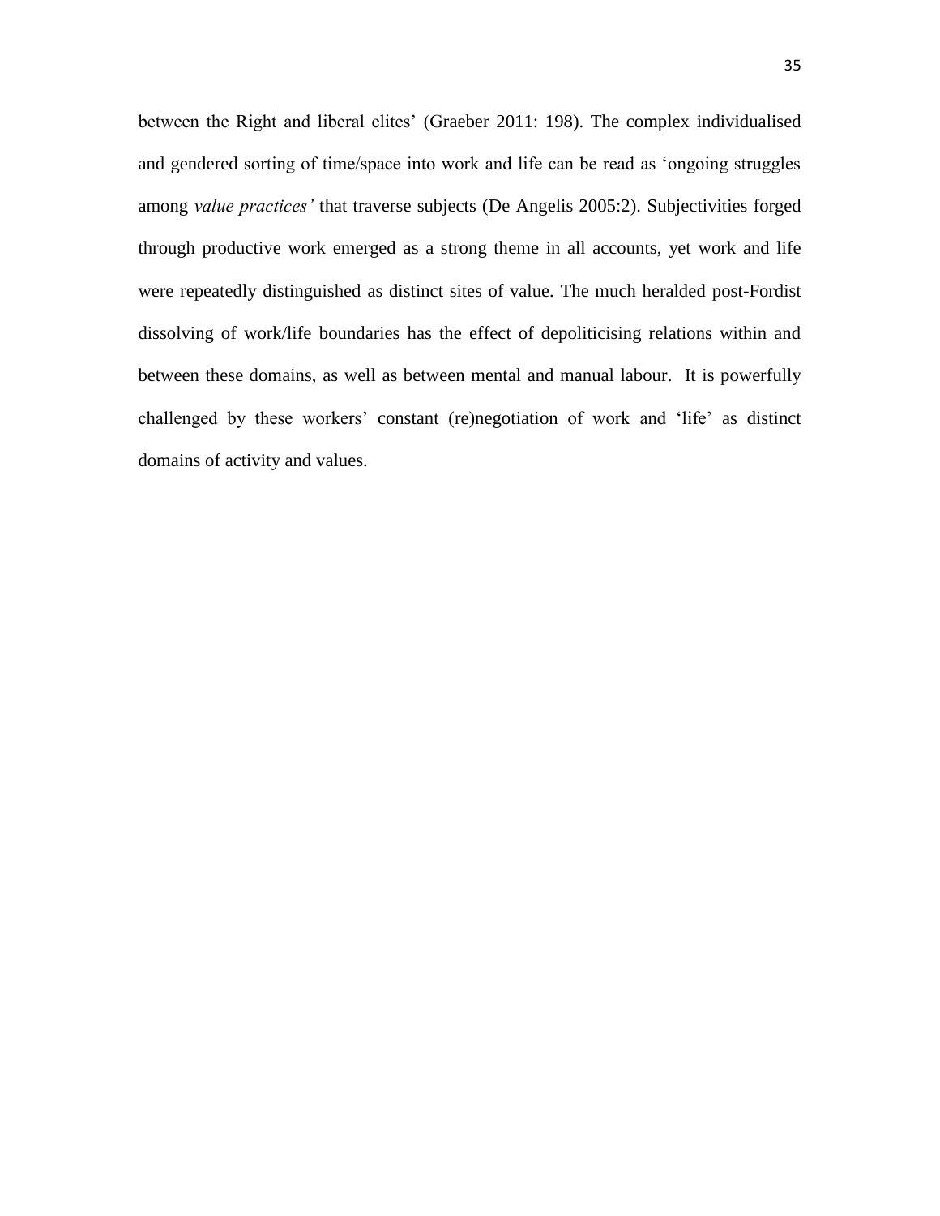between the Right and liberal elites' (Graeber 2011: 198). The complex individualised and gendered sorting of time/space into work and life can be read as 'ongoing struggles among *value practices'* that traverse subjects (De Angelis 2005:2). Subjectivities forged through productive work emerged as a strong theme in all accounts, yet work and life were repeatedly distinguished as distinct sites of value. The much heralded post-Fordist dissolving of work/life boundaries has the effect of depoliticising relations within and between these domains, as well as between mental and manual labour. It is powerfully challenged by these workers' constant (re)negotiation of work and 'life' as distinct domains of activity and values.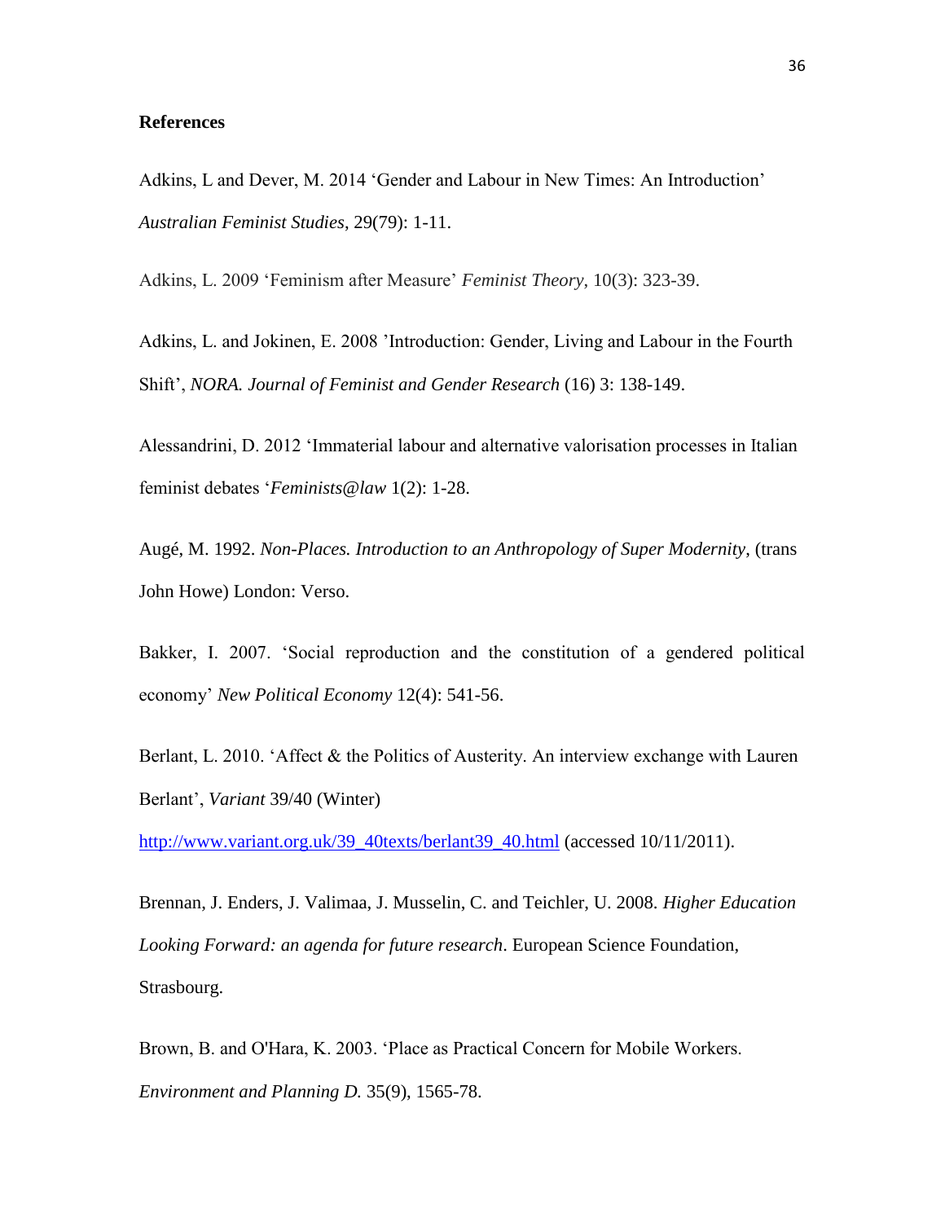**References**

Adkins, L and Dever, M. 2014 'Gender and Labour in New Times: An Introduction' *Australian Feminist Studies*, 29(79): 1-11.

Adkins, L. 2009 'Feminism after Measure' *Feminist Theory*, 10(3): 323-39.

Adkins, L. and Jokinen, E. 2008 'Introduction: Gender, Living and Labour in the Fourth Shift', *NORA. Journal of Feminist and Gender Research* (16) 3: 138-149.

Alessandrini, D. 2012 'Immaterial labour and alternative valorisation processes in Italian feminist debates '*Feminists@law* 1(2): 1-28.

Augé, M. 1992. *Non-Places. Introduction to an Anthropology of Super Modernity*, (trans John Howe) London: Verso.

Bakker, I. 2007. 'Social reproduction and the constitution of a gendered political economy' *New Political Economy* 12(4): 541-56.

Berlant, L. 2010. 'Affect & the Politics of Austerity. An interview exchange with Lauren Berlant', *Variant* 39/40 (Winter)

http://www.variant.org.uk/39_40texts/berlant39_40.html (accessed 10/11/2011).

Brennan, J. Enders, J. Valimaa, J. Musselin, C. and Teichler, U. 2008. *Higher Education Looking Forward: an agenda for future research*. European Science Foundation, Strasbourg.

Brown, B. and O'Hara, K. 2003. 'Place as Practical Concern for Mobile Workers. *Environment and Planning D.* 35(9), 1565-78.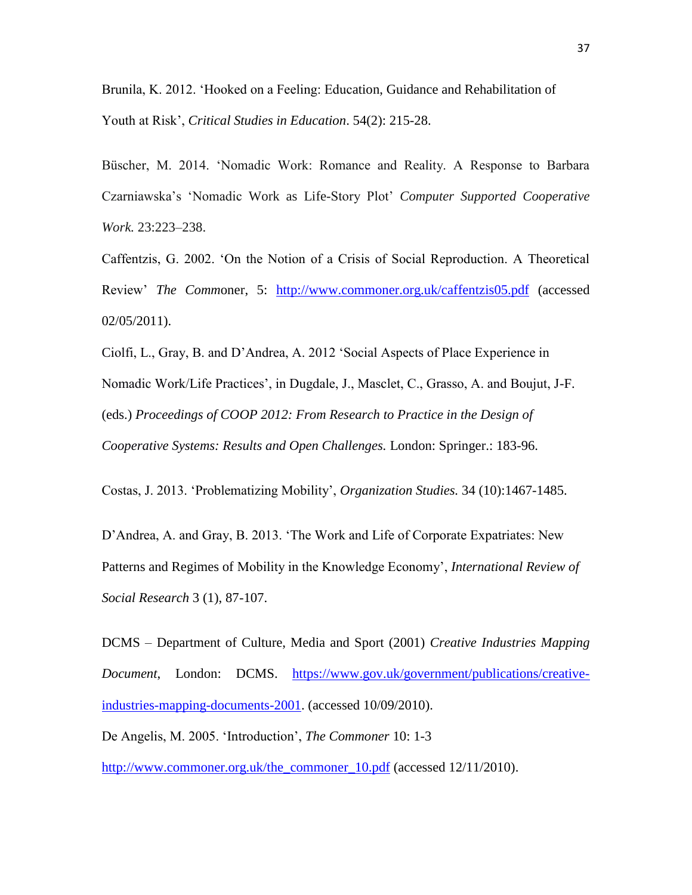Brunila, K. 2012. 'Hooked on a Feeling: Education, Guidance and Rehabilitation of Youth at Risk', *Critical Studies in Education*. 54(2): 215-28.

Büscher, M. 2014. 'Nomadic Work: Romance and Reality. A Response to Barbara Czarniawska's 'Nomadic Work as Life-Story Plot' *Computer Supported Cooperative Work.* 23:223–238.

Caffentzis, G. 2002. 'On the Notion of a Crisis of Social Reproduction. A Theoretical Review' *The Comm*oner, 5: http://www.commoner.org.uk/caffentzis05.pdf (accessed 02/05/2011).

Ciolfi, L., Gray, B. and D'Andrea, A. 2012 'Social Aspects of Place Experience in Nomadic Work/Life Practices', in Dugdale, J., Masclet, C., Grasso, A. and Boujut, J-F. (eds.) *Proceedings of COOP 2012: From Research to Practice in the Design of Cooperative Systems: Results and Open Challenges.* London: Springer.: 183-96.

Costas, J. 2013. 'Problematizing Mobility', *Organization Studies.* 34 (10):1467-1485.

D'Andrea, A. and Gray, B. 2013. 'The Work and Life of Corporate Expatriates: New Patterns and Regimes of Mobility in the Knowledge Economy', *International Review of Social Research* 3 (1), 87-107.

DCMS – Department of Culture, Media and Sport (2001) *Creative Industries Mapping Document*, London: DCMS. https://www.gov.uk/government/publications/creative-industries-mapping-documents-2001. (accessed 10/09/2010).

De Angelis, M. 2005. 'Introduction', *The Commoner* 10: 1-3 http://www.commoner.org.uk/the_commoner_10.pdf (accessed 12/11/2010).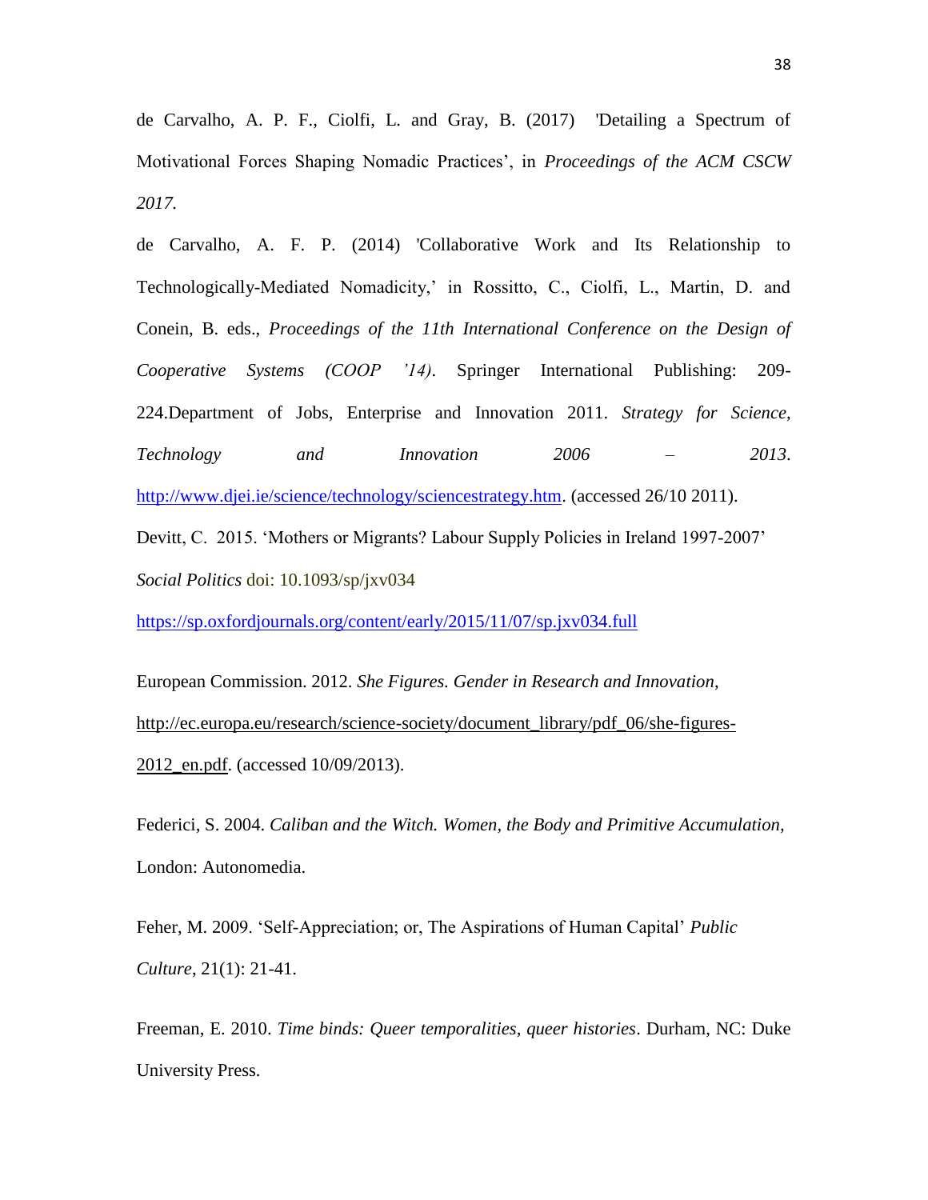de Carvalho, A. P. F., Ciolfi, L. and Gray, B. (2017) 'Detailing a Spectrum of Motivational Forces Shaping Nomadic Practices', in *Proceedings of the ACM CSCW 2017.*

de Carvalho, A. F. P. (2014) 'Collaborative Work and Its Relationship to Technologically-Mediated Nomadicity,' in Rossitto, C., Ciolfi, L., Martin, D. and Conein, B. eds., *Proceedings of the 11th International Conference on the Design of Cooperative Systems (COOP '14)*. Springer International Publishing: 209-224.Department of Jobs, Enterprise and Innovation 2011. *Strategy for Science, Technology and Innovation 2006 – 2013*. http://www.djei.ie/science/technology/sciencestrategy.htm. (accessed 26/10 2011).

Devitt, C. 2015. 'Mothers or Migrants? Labour Supply Policies in Ireland 1997-2007' *Social Politics* doi: 10.1093/sp/jxv034 https://sp.oxfordjournals.org/content/early/2015/11/07/sp.jxv034.full

European Commission. 2012. *She Figures. Gender in Research and Innovation*, http://ec.europa.eu/research/science-society/document_library/pdf_06/she-figures-2012_en.pdf. (accessed 10/09/2013).

Federici, S. 2004. *Caliban and the Witch. Women, the Body and Primitive Accumulation*, London: Autonomedia.

Feher, M. 2009. 'Self-Appreciation; or, The Aspirations of Human Capital' *Public Culture*, 21(1): 21-41.

Freeman, E. 2010. *Time binds: Queer temporalities, queer histories*. Durham, NC: Duke University Press.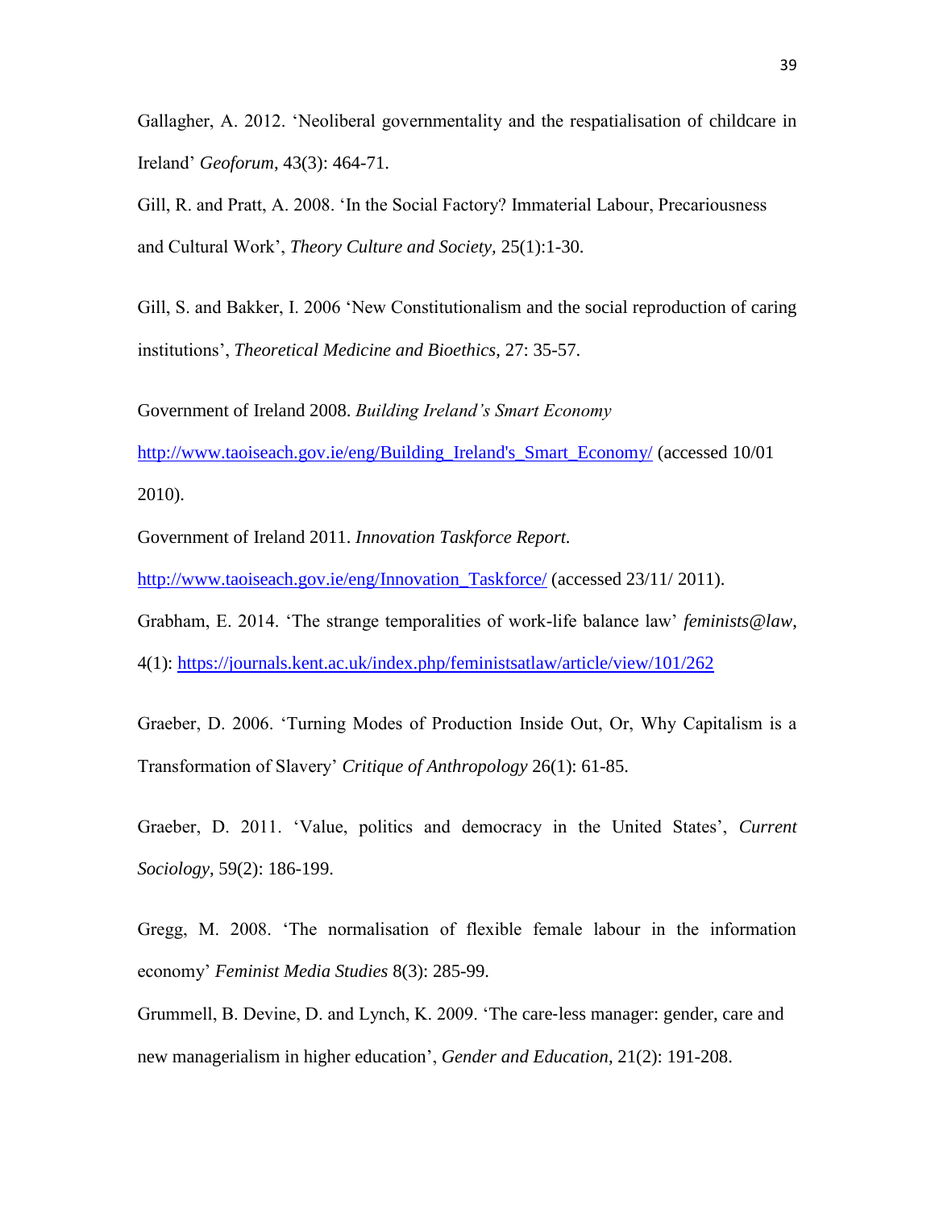Gallagher, A. 2012. 'Neoliberal governmentality and the respatialisation of childcare in Ireland' *Geoforum*, 43(3): 464-71.

Gill, R. and Pratt, A. 2008. 'In the Social Factory? Immaterial Labour, Precariousness and Cultural Work', *Theory Culture and Society,* 25(1):1-30.

Gill, S. and Bakker, I. 2006 'New Constitutionalism and the social reproduction of caring institutions', *Theoretical Medicine and Bioethics*, 27: 35-57.

Government of Ireland 2008. *Building Ireland's Smart Economy* http://www.taoiseach.gov.ie/eng/Building_Ireland's_Smart_Economy/ (accessed 10/01 2010).

Government of Ireland 2011. *Innovation Taskforce Report.* http://www.taoiseach.gov.ie/eng/Innovation_Taskforce/ (accessed 23/11/ 2011).

Grabham, E. 2014. 'The strange temporalities of work-life balance law' *feminists@law*, 4(1): https://journals.kent.ac.uk/index.php/feministsatlaw/article/view/101/262

Graeber, D. 2006. 'Turning Modes of Production Inside Out, Or, Why Capitalism is a Transformation of Slavery' *Critique of Anthropology* 26(1): 61-85.

Graeber, D. 2011. 'Value, politics and democracy in the United States', *Current Sociology*, 59(2): 186-199.

Gregg, M. 2008. 'The normalisation of flexible female labour in the information economy' *Feminist Media Studies* 8(3): 285-99.

Grummell, B. Devine, D. and Lynch, K. 2009. 'The care-less manager: gender, care and new managerialism in higher education', *Gender and Education,* 21(2): 191-208.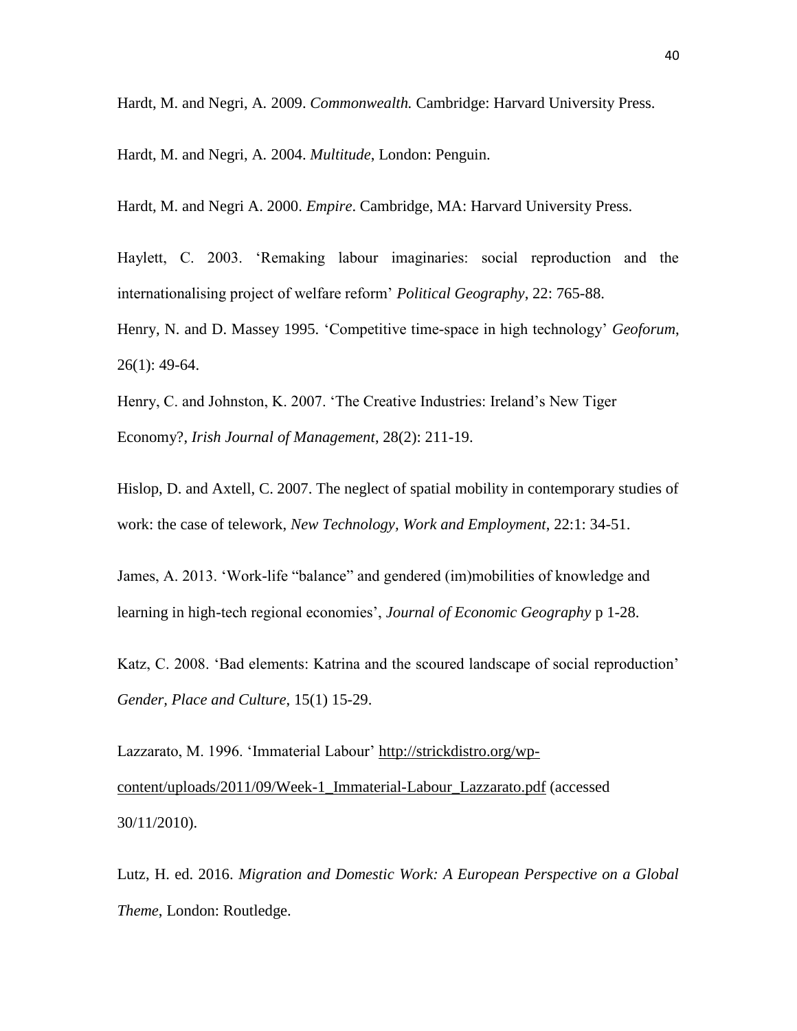Hardt, M. and Negri, A. 2009. *Commonwealth.* Cambridge: Harvard University Press.

Hardt, M. and Negri, A. 2004. *Multitude*, London: Penguin.

Hardt, M. and Negri A. 2000. *Empire*. Cambridge, MA: Harvard University Press.

Haylett, C. 2003. 'Remaking labour imaginaries: social reproduction and the internationalising project of welfare reform' *Political Geography*, 22: 765-88.

Henry, N. and D. Massey 1995. 'Competitive time-space in high technology' *Geoforum*, 26(1): 49-64.

Henry, C. and Johnston, K. 2007. 'The Creative Industries: Ireland's New Tiger Economy?, *Irish Journal of Management*, 28(2): 211-19.

Hislop, D. and Axtell, C. 2007. The neglect of spatial mobility in contemporary studies of work: the case of telework, *New Technology, Work and Employment*, 22:1: 34-51.

James, A. 2013. 'Work-life "balance" and gendered (im)mobilities of knowledge and learning in high-tech regional economies', *Journal of Economic Geography* p 1-28.

Katz, C. 2008. 'Bad elements: Katrina and the scoured landscape of social reproduction' *Gender, Place and Culture*, 15(1) 15-29.

Lazzarato, M. 1996. 'Immaterial Labour' http://strickdistro.org/wp-content/uploads/2011/09/Week-1_Immaterial-Labour_Lazzarato.pdf (accessed 30/11/2010).

Lutz, H. ed. 2016. *Migration and Domestic Work: A European Perspective on a Global Theme*, London: Routledge.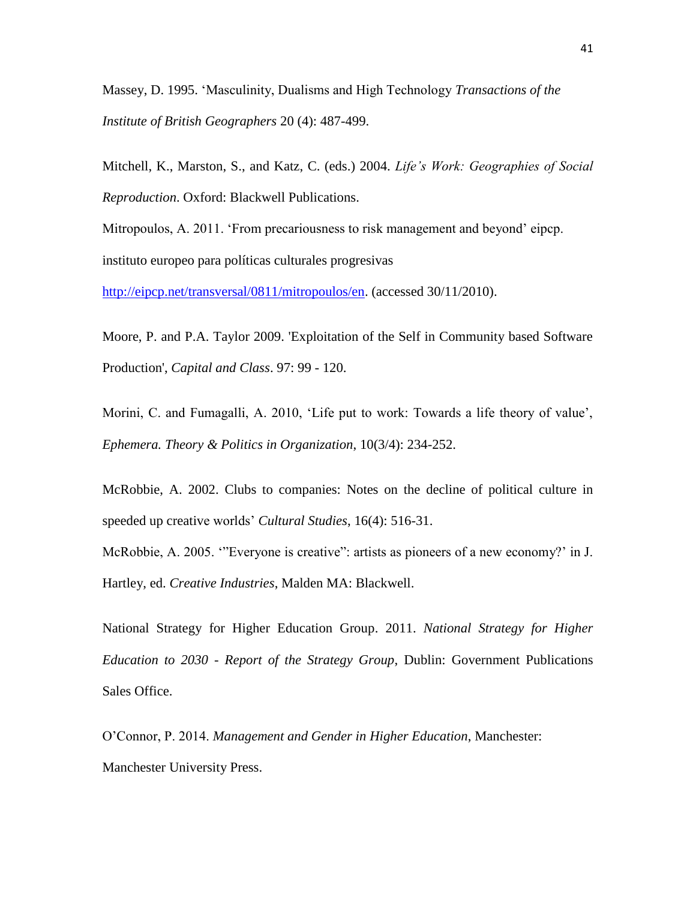Massey, D. 1995. 'Masculinity, Dualisms and High Technology *Transactions of the Institute of British Geographers* 20 (4): 487-499.

Mitchell, K., Marston, S., and Katz, C. (eds.) 2004. *Life's Work: Geographies of Social Reproduction*. Oxford: Blackwell Publications.

Mitropoulos, A. 2011. 'From precariousness to risk management and beyond' eipcp. instituto europeo para políticas culturales progresivas http://eipcp.net/transversal/0811/mitropoulos/en. (accessed 30/11/2010).

Moore, P. and P.A. Taylor 2009. 'Exploitation of the Self in Community based Software Production', *Capital and Class*. 97: 99 - 120.

Morini, C. and Fumagalli, A. 2010, 'Life put to work: Towards a life theory of value', *Ephemera. Theory & Politics in Organization*, 10(3/4): 234-252.

McRobbie, A. 2002. Clubs to companies: Notes on the decline of political culture in speeded up creative worlds' *Cultural Studies*, 16(4): 516-31.

McRobbie, A. 2005. '"Everyone is creative": artists as pioneers of a new economy?' in J. Hartley, ed. *Creative Industries*, Malden MA: Blackwell.

National Strategy for Higher Education Group. 2011. *National Strategy for Higher Education to 2030 - Report of the Strategy Group*, Dublin: Government Publications Sales Office.

O'Connor, P. 2014. *Management and Gender in Higher Education*, Manchester: Manchester University Press.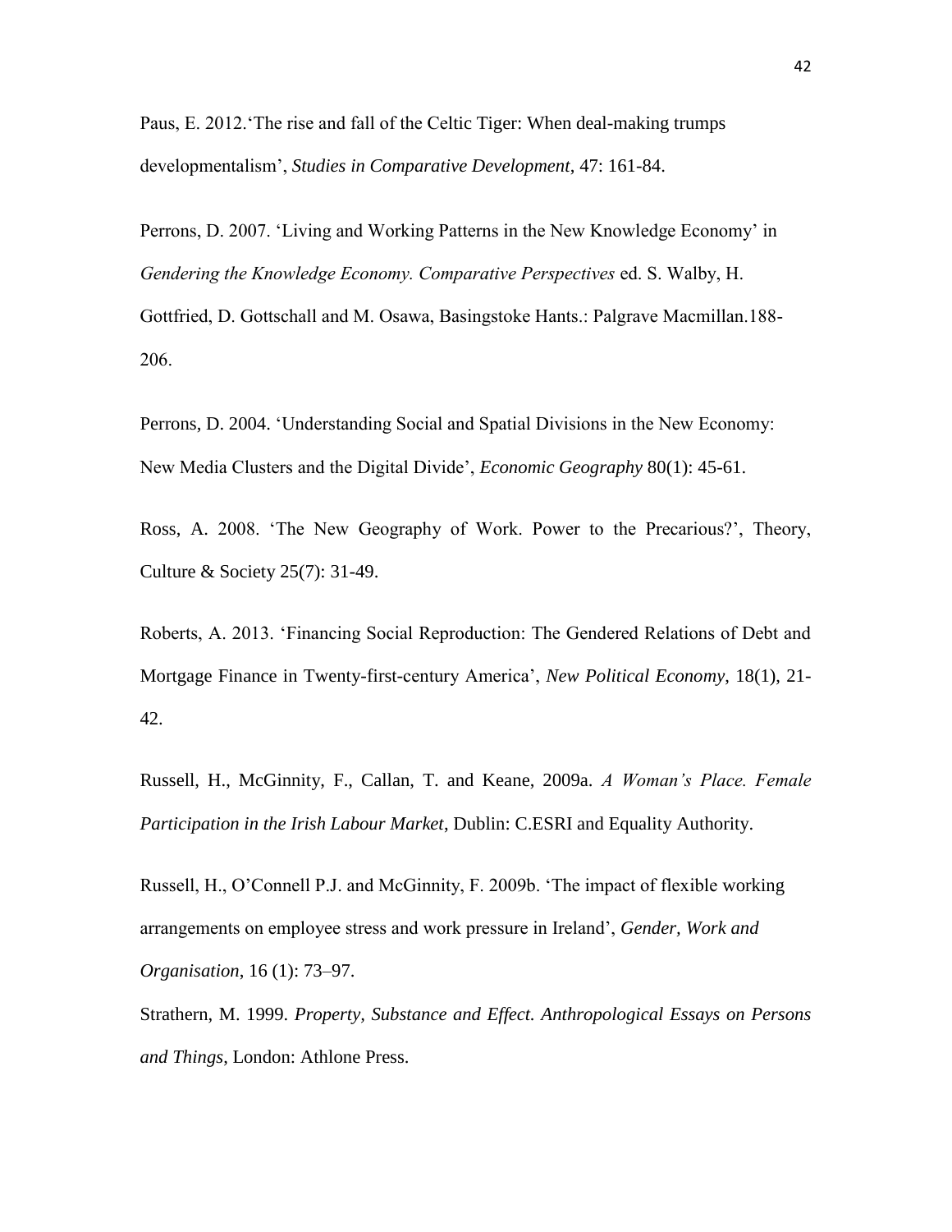Paus, E. 2012.'The rise and fall of the Celtic Tiger: When deal-making trumps developmentalism', *Studies in Comparative Development*, 47: 161-84.

Perrons, D. 2007. 'Living and Working Patterns in the New Knowledge Economy' in *Gendering the Knowledge Economy. Comparative Perspectives* ed. S. Walby, H. Gottfried, D. Gottschall and M. Osawa, Basingstoke Hants.: Palgrave Macmillan.188-206.

Perrons, D. 2004. 'Understanding Social and Spatial Divisions in the New Economy: New Media Clusters and the Digital Divide', *Economic Geography* 80(1): 45-61.

Ross, A. 2008. 'The New Geography of Work. Power to the Precarious?', Theory, Culture & Society 25(7): 31-49.

Roberts, A. 2013. 'Financing Social Reproduction: The Gendered Relations of Debt and Mortgage Finance in Twenty-first-century America', *New Political Economy*, 18(1), 21-42.

Russell, H., McGinnity, F., Callan, T. and Keane, 2009a. *A Woman's Place. Female Participation in the Irish Labour Market*, Dublin: C.ESRI and Equality Authority.

Russell, H., O'Connell P.J. and McGinnity, F. 2009b. 'The impact of flexible working arrangements on employee stress and work pressure in Ireland', *Gender, Work and Organisation*, 16 (1): 73–97.

Strathern, M. 1999. *Property, Substance and Effect. Anthropological Essays on Persons and Things*, London: Athlone Press.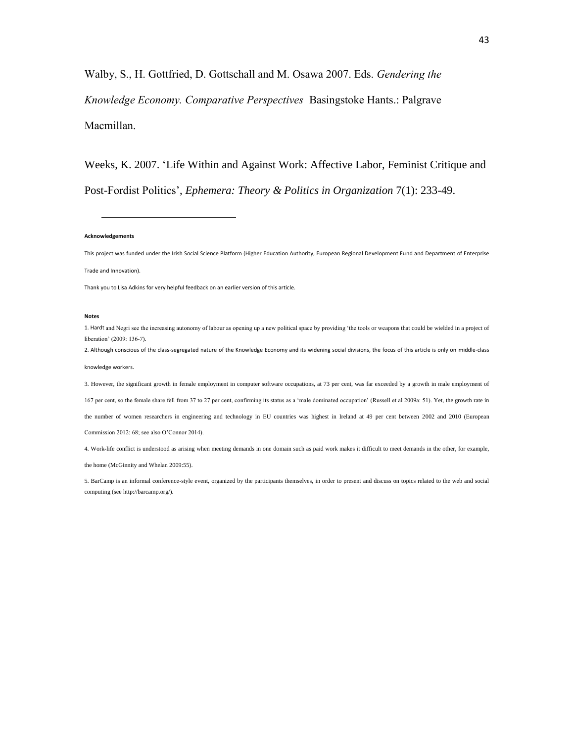Walby, S., H. Gottfried, D. Gottschall and M. Osawa 2007. Eds. *Gendering the Knowledge Economy. Comparative Perspectives* Basingstoke Hants.: Palgrave Macmillan.

Weeks, K. 2007. 'Life Within and Against Work: Affective Labor, Feminist Critique and Post-Fordist Politics', *Ephemera: Theory & Politics in Organization* 7(1): 233-49.

---

**Acknowledgements**

This project was funded under the Irish Social Science Platform (Higher Education Authority, European Regional Development Fund and Department of Enterprise Trade and Innovation).

Thank you to Lisa Adkins for very helpful feedback on an earlier version of this article.

**Notes**

1. Hardt and Negri see the increasing autonomy of labour as opening up a new political space by providing 'the tools or weapons that could be wielded in a project of liberation' (2009: 136-7).

2. Although conscious of the class-segregated nature of the Knowledge Economy and its widening social divisions, the focus of this article is only on middle-class knowledge workers.

3. However, the significant growth in female employment in computer software occupations, at 73 per cent, was far exceeded by a growth in male employment of 167 per cent, so the female share fell from 37 to 27 per cent, confirming its status as a 'male dominated occupation' (Russell et al 2009a: 51). Yet, the growth rate in the number of women researchers in engineering and technology in EU countries was highest in Ireland at 49 per cent between 2002 and 2010 (European Commission 2012: 68; see also O'Connor 2014).

4. Work-life conflict is understood as arising when meeting demands in one domain such as paid work makes it difficult to meet demands in the other, for example, the home (McGinnity and Whelan 2009:55).

5. BarCamp is an informal conference-style event, organized by the participants themselves, in order to present and discuss on topics related to the web and social computing (see http://barcamp.org/).